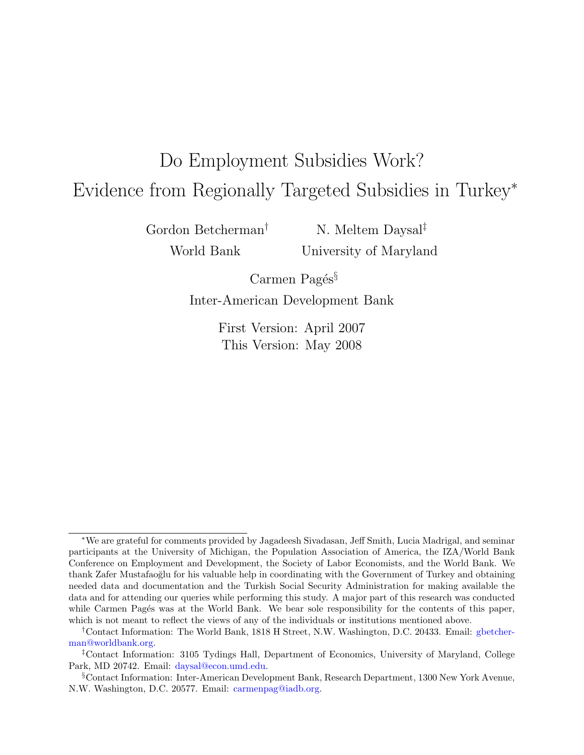# Do Employment Subsidies Work? Evidence from Regionally Targeted Subsidies in Turkey[*]

Gordon Betcherman[†]
World Bank

N. Meltem Daysal[‡]
University of Maryland

Carmen Pagés[§]
Inter-American Development Bank

First Version: April 2007
This Version: May 2008

---

[*]We are grateful for comments provided by Jagadeesh Sivadasan, Jeff Smith, Lucia Madrigal, and seminar participants at the University of Michigan, the Population Association of America, the IZA/World Bank Conference on Employment and Development, the Society of Labor Economists, and the World Bank. We thank Zafer Mustafaoğlu for his valuable help in coordinating with the Government of Turkey and obtaining needed data and documentation and the Turkish Social Security Administration for making available the data and for attending our queries while performing this study. A major part of this research was conducted while Carmen Pagés was at the World Bank. We bear sole responsibility for the contents of this paper, which is not meant to reflect the views of any of the individuals or institutions mentioned above.

[†]Contact Information: The World Bank, 1818 H Street, N.W. Washington, D.C. 20433. Email: gbetcherman@worldbank.org.

[‡]Contact Information: 3105 Tydings Hall, Department of Economics, University of Maryland, College Park, MD 20742. Email: daysal@econ.umd.edu.

[§]Contact Information: Inter-American Development Bank, Research Department, 1300 New York Avenue, N.W. Washington, D.C. 20577. Email: carmenpag@iadb.org.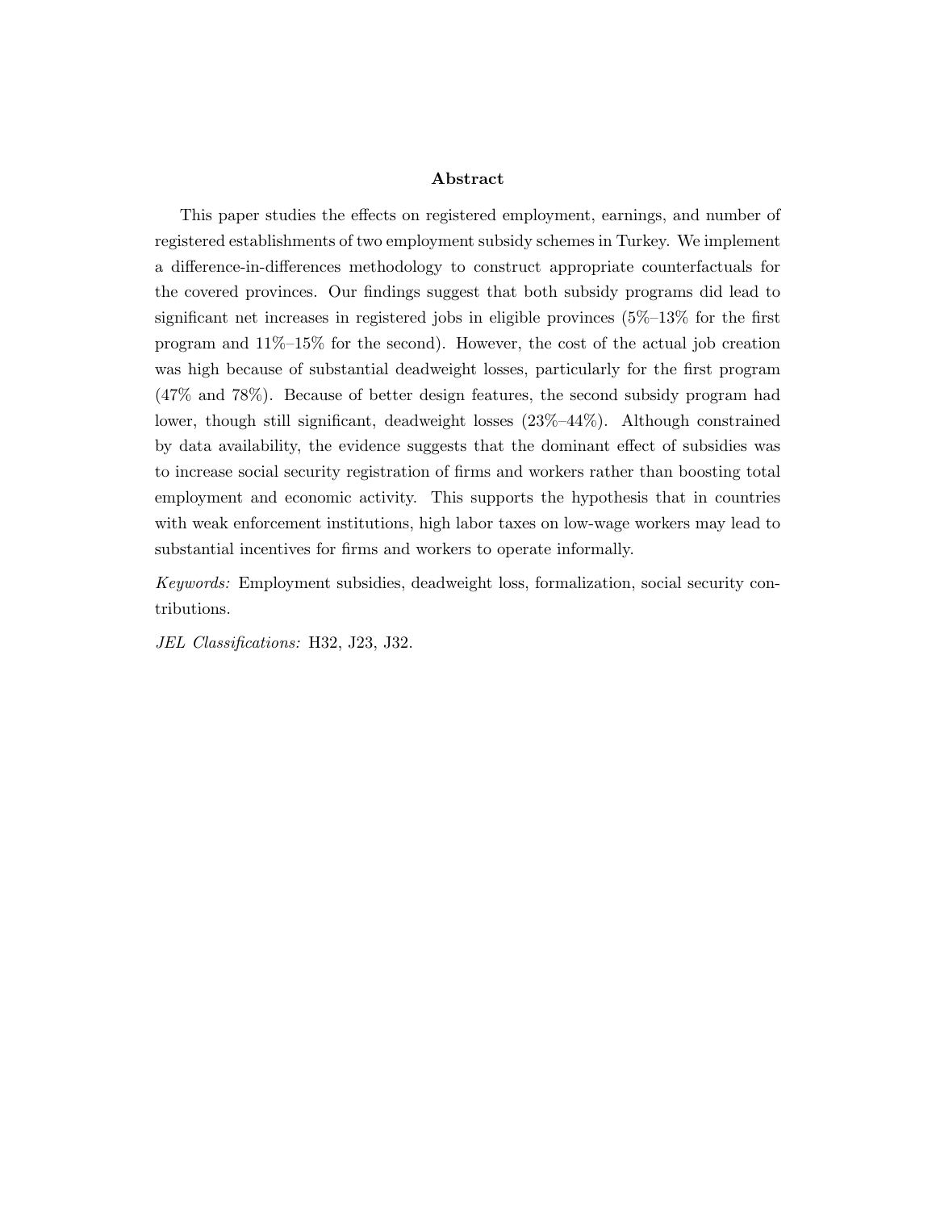## Abstract

This paper studies the effects on registered employment, earnings, and number of registered establishments of two employment subsidy schemes in Turkey. We implement a difference-in-differences methodology to construct appropriate counterfactuals for the covered provinces. Our findings suggest that both subsidy programs did lead to significant net increases in registered jobs in eligible provinces (5%–13% for the first program and 11%–15% for the second). However, the cost of the actual job creation was high because of substantial deadweight losses, particularly for the first program (47% and 78%). Because of better design features, the second subsidy program had lower, though still significant, deadweight losses (23%–44%). Although constrained by data availability, the evidence suggests that the dominant effect of subsidies was to increase social security registration of firms and workers rather than boosting total employment and economic activity. This supports the hypothesis that in countries with weak enforcement institutions, high labor taxes on low-wage workers may lead to substantial incentives for firms and workers to operate informally.

*Keywords:* Employment subsidies, deadweight loss, formalization, social security contributions.

*JEL Classifications:* H32, J23, J32.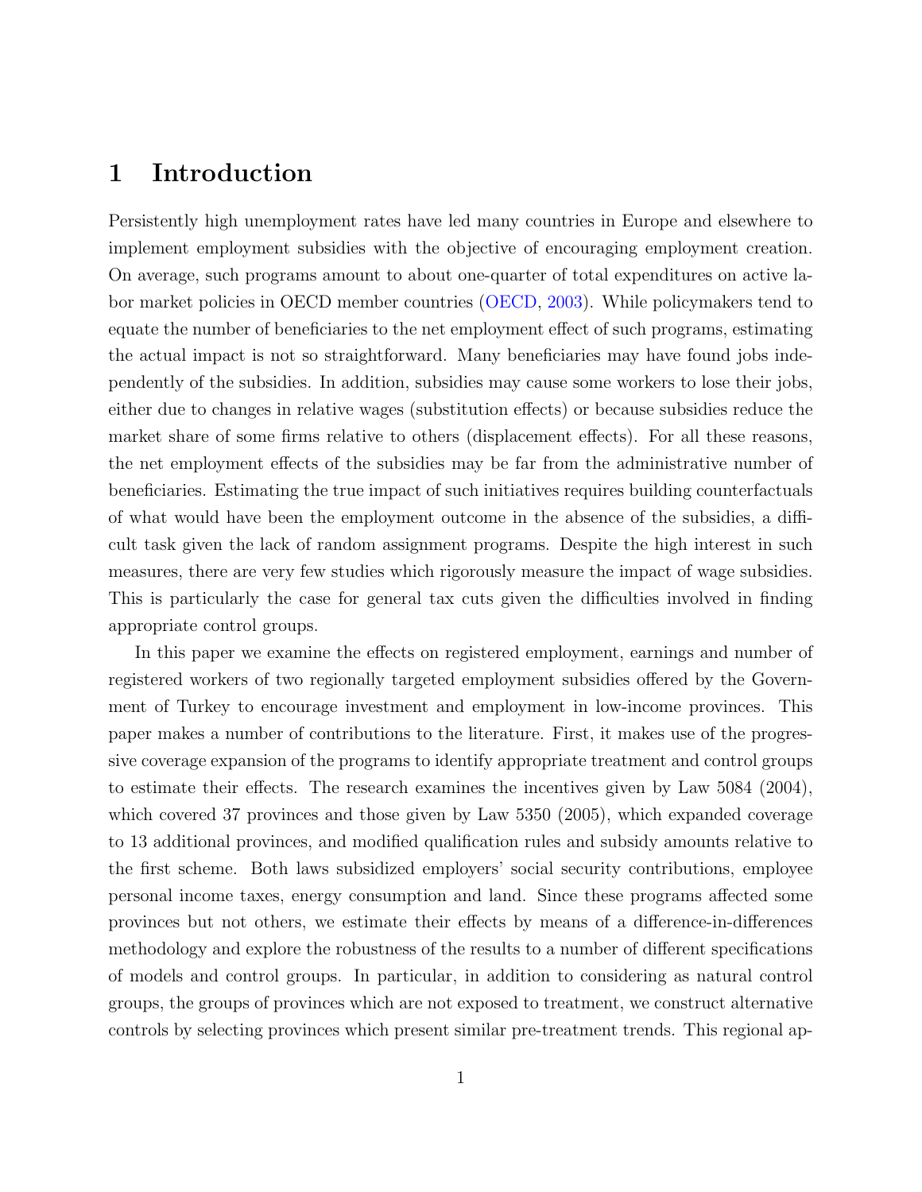# 1 Introduction

Persistently high unemployment rates have led many countries in Europe and elsewhere to implement employment subsidies with the objective of encouraging employment creation. On average, such programs amount to about one-quarter of total expenditures on active labor market policies in OECD member countries (OECD, 2003). While policymakers tend to equate the number of beneficiaries to the net employment effect of such programs, estimating the actual impact is not so straightforward. Many beneficiaries may have found jobs independently of the subsidies. In addition, subsidies may cause some workers to lose their jobs, either due to changes in relative wages (substitution effects) or because subsidies reduce the market share of some firms relative to others (displacement effects). For all these reasons, the net employment effects of the subsidies may be far from the administrative number of beneficiaries. Estimating the true impact of such initiatives requires building counterfactuals of what would have been the employment outcome in the absence of the subsidies, a difficult task given the lack of random assignment programs. Despite the high interest in such measures, there are very few studies which rigorously measure the impact of wage subsidies. This is particularly the case for general tax cuts given the difficulties involved in finding appropriate control groups.

In this paper we examine the effects on registered employment, earnings and number of registered workers of two regionally targeted employment subsidies offered by the Government of Turkey to encourage investment and employment in low-income provinces. This paper makes a number of contributions to the literature. First, it makes use of the progressive coverage expansion of the programs to identify appropriate treatment and control groups to estimate their effects. The research examines the incentives given by Law 5084 (2004), which covered 37 provinces and those given by Law 5350 (2005), which expanded coverage to 13 additional provinces, and modified qualification rules and subsidy amounts relative to the first scheme. Both laws subsidized employers' social security contributions, employee personal income taxes, energy consumption and land. Since these programs affected some provinces but not others, we estimate their effects by means of a difference-in-differences methodology and explore the robustness of the results to a number of different specifications of models and control groups. In particular, in addition to considering as natural control groups, the groups of provinces which are not exposed to treatment, we construct alternative controls by selecting provinces which present similar pre-treatment trends. This regional ap-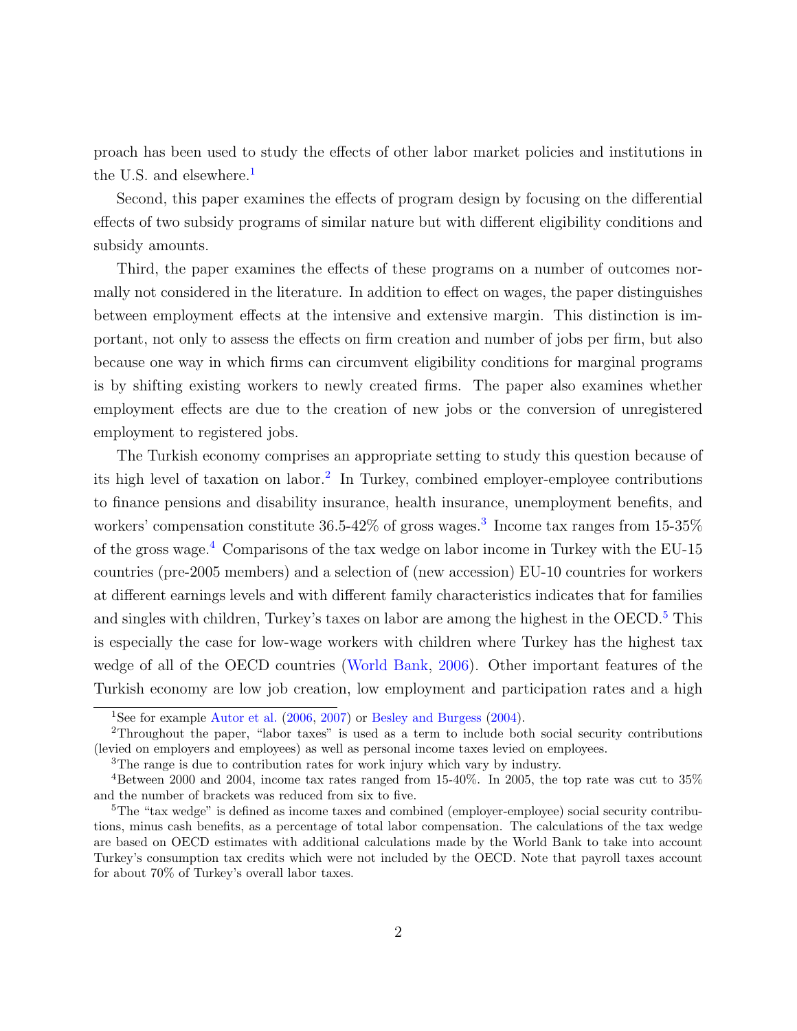proach has been used to study the effects of other labor market policies and institutions in the U.S. and elsewhere.[1]

Second, this paper examines the effects of program design by focusing on the differential effects of two subsidy programs of similar nature but with different eligibility conditions and subsidy amounts.

Third, the paper examines the effects of these programs on a number of outcomes normally not considered in the literature. In addition to effect on wages, the paper distinguishes between employment effects at the intensive and extensive margin. This distinction is important, not only to assess the effects on firm creation and number of jobs per firm, but also because one way in which firms can circumvent eligibility conditions for marginal programs is by shifting existing workers to newly created firms. The paper also examines whether employment effects are due to the creation of new jobs or the conversion of unregistered employment to registered jobs.

The Turkish economy comprises an appropriate setting to study this question because of its high level of taxation on labor.[2] In Turkey, combined employer-employee contributions to finance pensions and disability insurance, health insurance, unemployment benefits, and workers' compensation constitute 36.5-42% of gross wages.[3] Income tax ranges from 15-35% of the gross wage.[4] Comparisons of the tax wedge on labor income in Turkey with the EU-15 countries (pre-2005 members) and a selection of (new accession) EU-10 countries for workers at different earnings levels and with different family characteristics indicates that for families and singles with children, Turkey's taxes on labor are among the highest in the OECD.[5] This is especially the case for low-wage workers with children where Turkey has the highest tax wedge of all of the OECD countries (World Bank, 2006). Other important features of the Turkish economy are low job creation, low employment and participation rates and a high

[1] See for example Autor et al. (2006, 2007) or Besley and Burgess (2004).

[2] Throughout the paper, "labor taxes" is used as a term to include both social security contributions (levied on employers and employees) as well as personal income taxes levied on employees.

[3] The range is due to contribution rates for work injury which vary by industry.

[4] Between 2000 and 2004, income tax rates ranged from 15-40%. In 2005, the top rate was cut to 35% and the number of brackets was reduced from six to five.

[5] The "tax wedge" is defined as income taxes and combined (employer-employee) social security contributions, minus cash benefits, as a percentage of total labor compensation. The calculations of the tax wedge are based on OECD estimates with additional calculations made by the World Bank to take into account Turkey's consumption tax credits which were not included by the OECD. Note that payroll taxes account for about 70% of Turkey's overall labor taxes.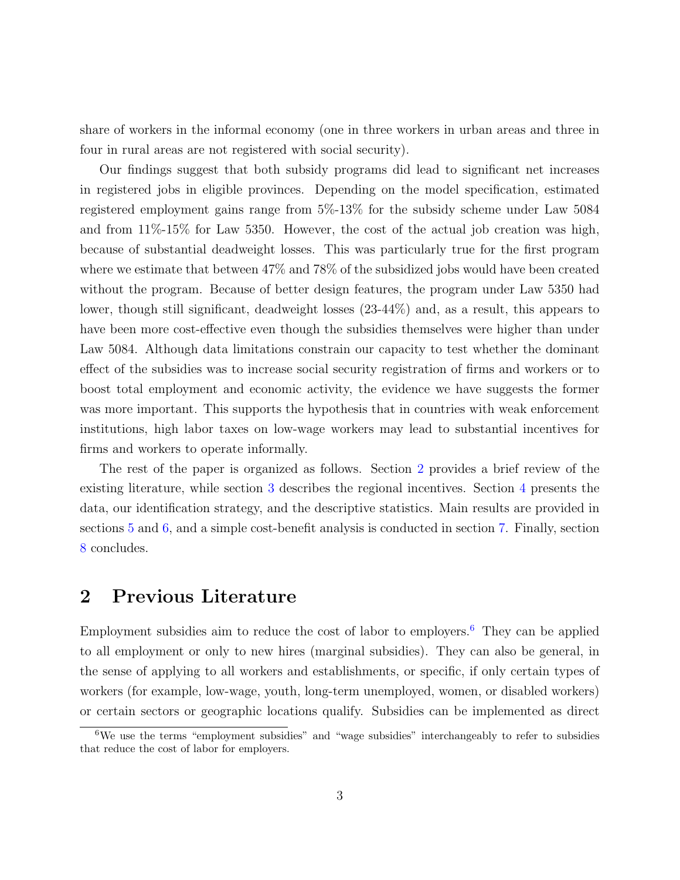share of workers in the informal economy (one in three workers in urban areas and three in four in rural areas are not registered with social security).

Our findings suggest that both subsidy programs did lead to significant net increases in registered jobs in eligible provinces. Depending on the model specification, estimated registered employment gains range from 5%-13% for the subsidy scheme under Law 5084 and from 11%-15% for Law 5350. However, the cost of the actual job creation was high, because of substantial deadweight losses. This was particularly true for the first program where we estimate that between 47% and 78% of the subsidized jobs would have been created without the program. Because of better design features, the program under Law 5350 had lower, though still significant, deadweight losses (23-44%) and, as a result, this appears to have been more cost-effective even though the subsidies themselves were higher than under Law 5084. Although data limitations constrain our capacity to test whether the dominant effect of the subsidies was to increase social security registration of firms and workers or to boost total employment and economic activity, the evidence we have suggests the former was more important. This supports the hypothesis that in countries with weak enforcement institutions, high labor taxes on low-wage workers may lead to substantial incentives for firms and workers to operate informally.

The rest of the paper is organized as follows. Section 2 provides a brief review of the existing literature, while section 3 describes the regional incentives. Section 4 presents the data, our identification strategy, and the descriptive statistics. Main results are provided in sections 5 and 6, and a simple cost-benefit analysis is conducted in section 7. Finally, section 8 concludes.

## 2 Previous Literature

Employment subsidies aim to reduce the cost of labor to employers.[6] They can be applied to all employment or only to new hires (marginal subsidies). They can also be general, in the sense of applying to all workers and establishments, or specific, if only certain types of workers (for example, low-wage, youth, long-term unemployed, women, or disabled workers) or certain sectors or geographic locations qualify. Subsidies can be implemented as direct

[6] We use the terms "employment subsidies" and "wage subsidies" interchangeably to refer to subsidies that reduce the cost of labor for employers.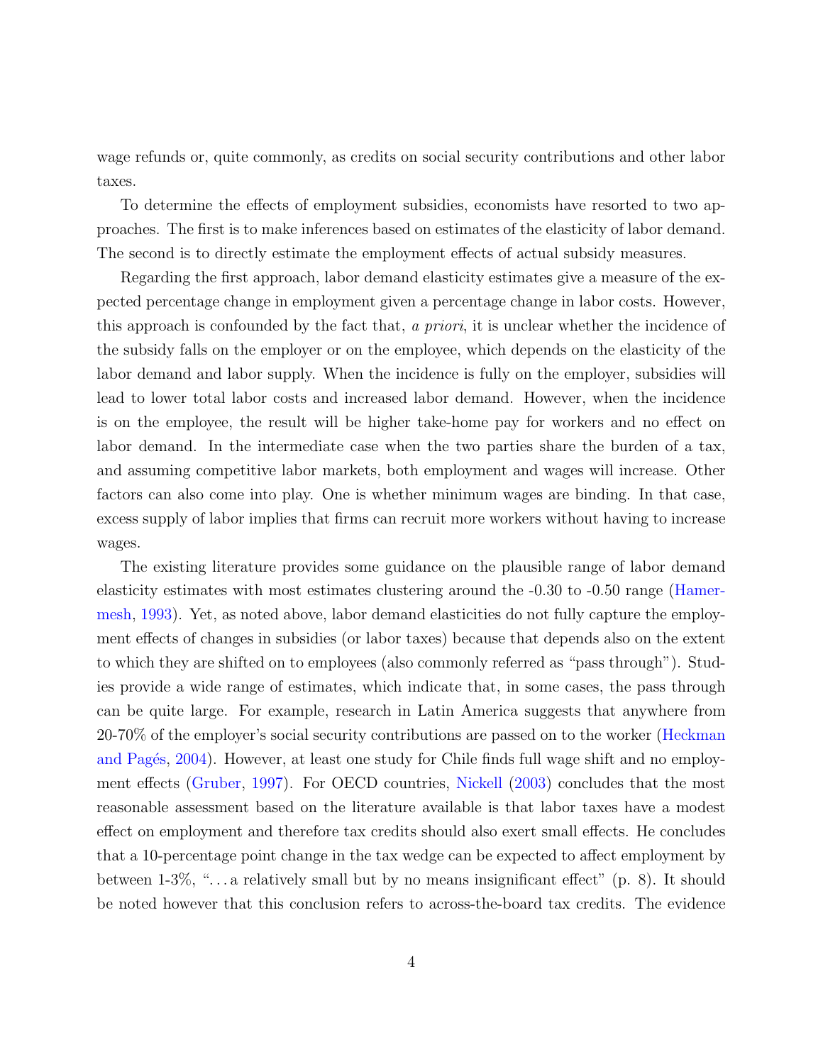wage refunds or, quite commonly, as credits on social security contributions and other labor taxes.

To determine the effects of employment subsidies, economists have resorted to two approaches. The first is to make inferences based on estimates of the elasticity of labor demand. The second is to directly estimate the employment effects of actual subsidy measures.

Regarding the first approach, labor demand elasticity estimates give a measure of the expected percentage change in employment given a percentage change in labor costs. However, this approach is confounded by the fact that, *a priori*, it is unclear whether the incidence of the subsidy falls on the employer or on the employee, which depends on the elasticity of the labor demand and labor supply. When the incidence is fully on the employer, subsidies will lead to lower total labor costs and increased labor demand. However, when the incidence is on the employee, the result will be higher take-home pay for workers and no effect on labor demand. In the intermediate case when the two parties share the burden of a tax, and assuming competitive labor markets, both employment and wages will increase. Other factors can also come into play. One is whether minimum wages are binding. In that case, excess supply of labor implies that firms can recruit more workers without having to increase wages.

The existing literature provides some guidance on the plausible range of labor demand elasticity estimates with most estimates clustering around the -0.30 to -0.50 range (Hamermesh, 1993). Yet, as noted above, labor demand elasticities do not fully capture the employment effects of changes in subsidies (or labor taxes) because that depends also on the extent to which they are shifted on to employees (also commonly referred as "pass through"). Studies provide a wide range of estimates, which indicate that, in some cases, the pass through can be quite large. For example, research in Latin America suggests that anywhere from 20-70% of the employer's social security contributions are passed on to the worker (Heckman and Pagés, 2004). However, at least one study for Chile finds full wage shift and no employment effects (Gruber, 1997). For OECD countries, Nickell (2003) concludes that the most reasonable assessment based on the literature available is that labor taxes have a modest effect on employment and therefore tax credits should also exert small effects. He concludes that a 10-percentage point change in the tax wedge can be expected to affect employment by between 1-3%, "...a relatively small but by no means insignificant effect" (p. 8). It should be noted however that this conclusion refers to across-the-board tax credits. The evidence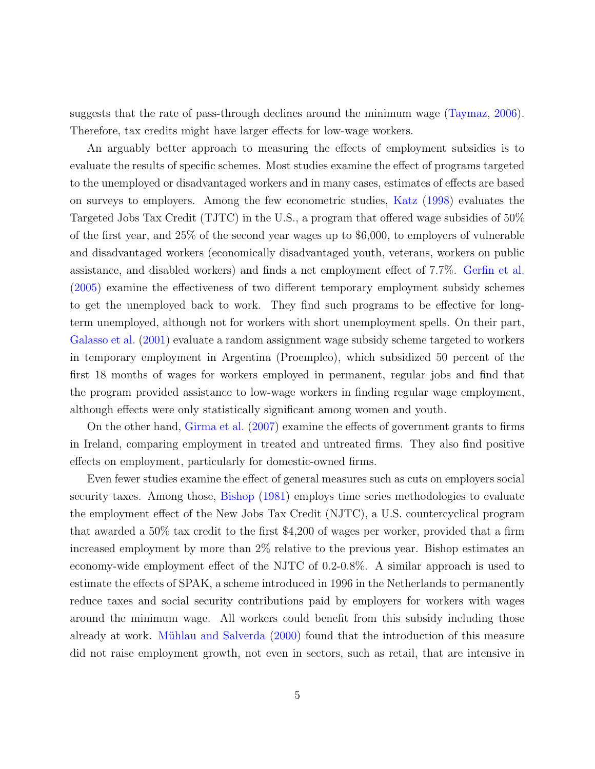suggests that the rate of pass-through declines around the minimum wage (Taymaz, 2006). Therefore, tax credits might have larger effects for low-wage workers.

An arguably better approach to measuring the effects of employment subsidies is to evaluate the results of specific schemes. Most studies examine the effect of programs targeted to the unemployed or disadvantaged workers and in many cases, estimates of effects are based on surveys to employers. Among the few econometric studies, Katz (1998) evaluates the Targeted Jobs Tax Credit (TJTC) in the U.S., a program that offered wage subsidies of 50% of the first year, and 25% of the second year wages up to $6,000, to employers of vulnerable and disadvantaged workers (economically disadvantaged youth, veterans, workers on public assistance, and disabled workers) and finds a net employment effect of 7.7%. Gerfin et al. (2005) examine the effectiveness of two different temporary employment subsidy schemes to get the unemployed back to work. They find such programs to be effective for long-term unemployed, although not for workers with short unemployment spells. On their part, Galasso et al. (2001) evaluate a random assignment wage subsidy scheme targeted to workers in temporary employment in Argentina (Proempleo), which subsidized 50 percent of the first 18 months of wages for workers employed in permanent, regular jobs and find that the program provided assistance to low-wage workers in finding regular wage employment, although effects were only statistically significant among women and youth.

On the other hand, Girma et al. (2007) examine the effects of government grants to firms in Ireland, comparing employment in treated and untreated firms. They also find positive effects on employment, particularly for domestic-owned firms.

Even fewer studies examine the effect of general measures such as cuts on employers social security taxes. Among those, Bishop (1981) employs time series methodologies to evaluate the employment effect of the New Jobs Tax Credit (NJTC), a U.S. countercyclical program that awarded a 50% tax credit to the first $4,200 of wages per worker, provided that a firm increased employment by more than 2% relative to the previous year. Bishop estimates an economy-wide employment effect of the NJTC of 0.2-0.8%. A similar approach is used to estimate the effects of SPAK, a scheme introduced in 1996 in the Netherlands to permanently reduce taxes and social security contributions paid by employers for workers with wages around the minimum wage. All workers could benefit from this subsidy including those already at work. Mühlau and Salverda (2000) found that the introduction of this measure did not raise employment growth, not even in sectors, such as retail, that are intensive in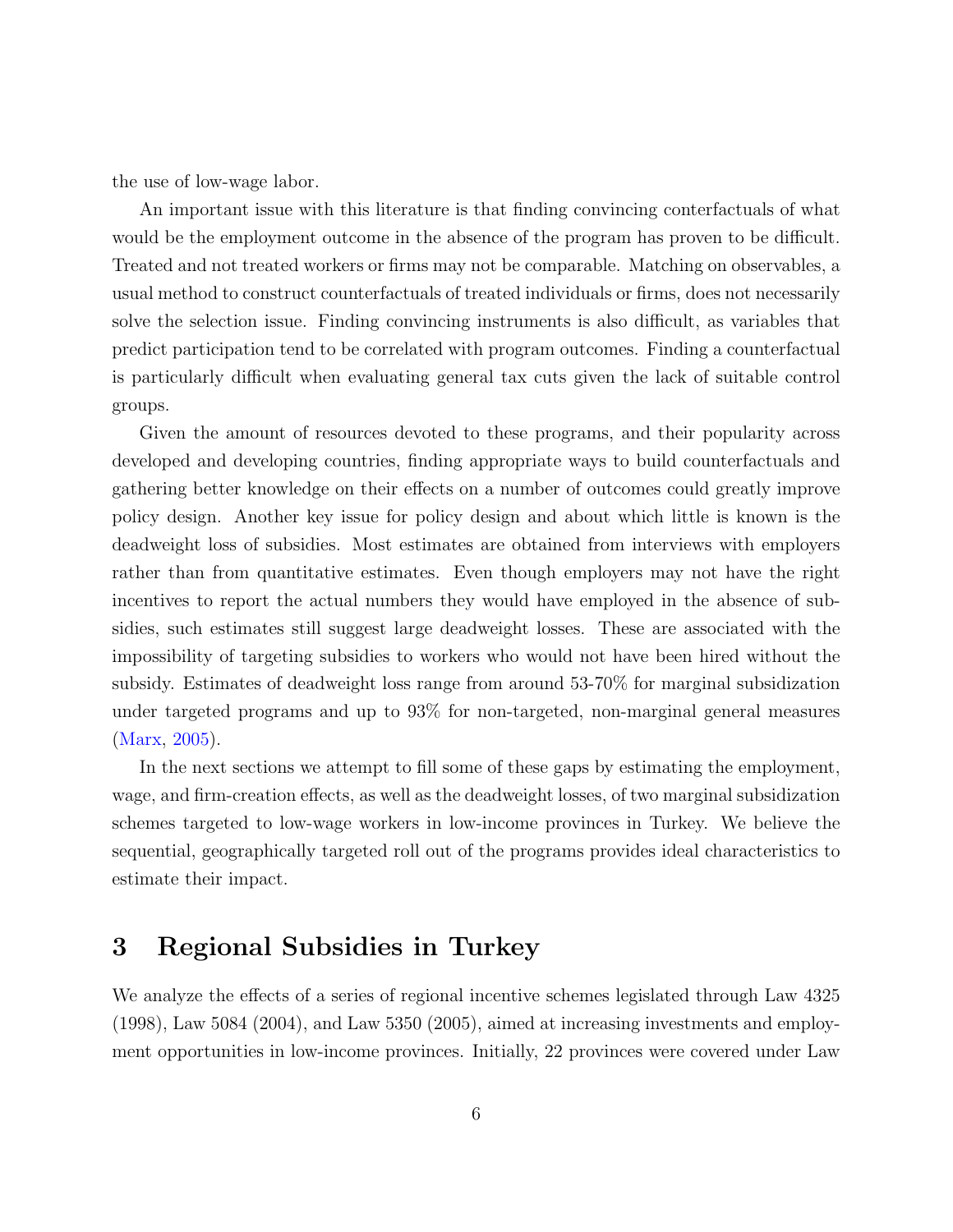the use of low-wage labor.

An important issue with this literature is that finding convincing conterfactuals of what would be the employment outcome in the absence of the program has proven to be difficult. Treated and not treated workers or firms may not be comparable. Matching on observables, a usual method to construct counterfactuals of treated individuals or firms, does not necessarily solve the selection issue. Finding convincing instruments is also difficult, as variables that predict participation tend to be correlated with program outcomes. Finding a counterfactual is particularly difficult when evaluating general tax cuts given the lack of suitable control groups.

Given the amount of resources devoted to these programs, and their popularity across developed and developing countries, finding appropriate ways to build counterfactuals and gathering better knowledge on their effects on a number of outcomes could greatly improve policy design. Another key issue for policy design and about which little is known is the deadweight loss of subsidies. Most estimates are obtained from interviews with employers rather than from quantitative estimates. Even though employers may not have the right incentives to report the actual numbers they would have employed in the absence of subsidies, such estimates still suggest large deadweight losses. These are associated with the impossibility of targeting subsidies to workers who would not have been hired without the subsidy. Estimates of deadweight loss range from around 53-70% for marginal subsidization under targeted programs and up to 93% for non-targeted, non-marginal general measures (Marx, 2005).

In the next sections we attempt to fill some of these gaps by estimating the employment, wage, and firm-creation effects, as well as the deadweight losses, of two marginal subsidization schemes targeted to low-wage workers in low-income provinces in Turkey. We believe the sequential, geographically targeted roll out of the programs provides ideal characteristics to estimate their impact.

# 3 Regional Subsidies in Turkey

We analyze the effects of a series of regional incentive schemes legislated through Law 4325 (1998), Law 5084 (2004), and Law 5350 (2005), aimed at increasing investments and employment opportunities in low-income provinces. Initially, 22 provinces were covered under Law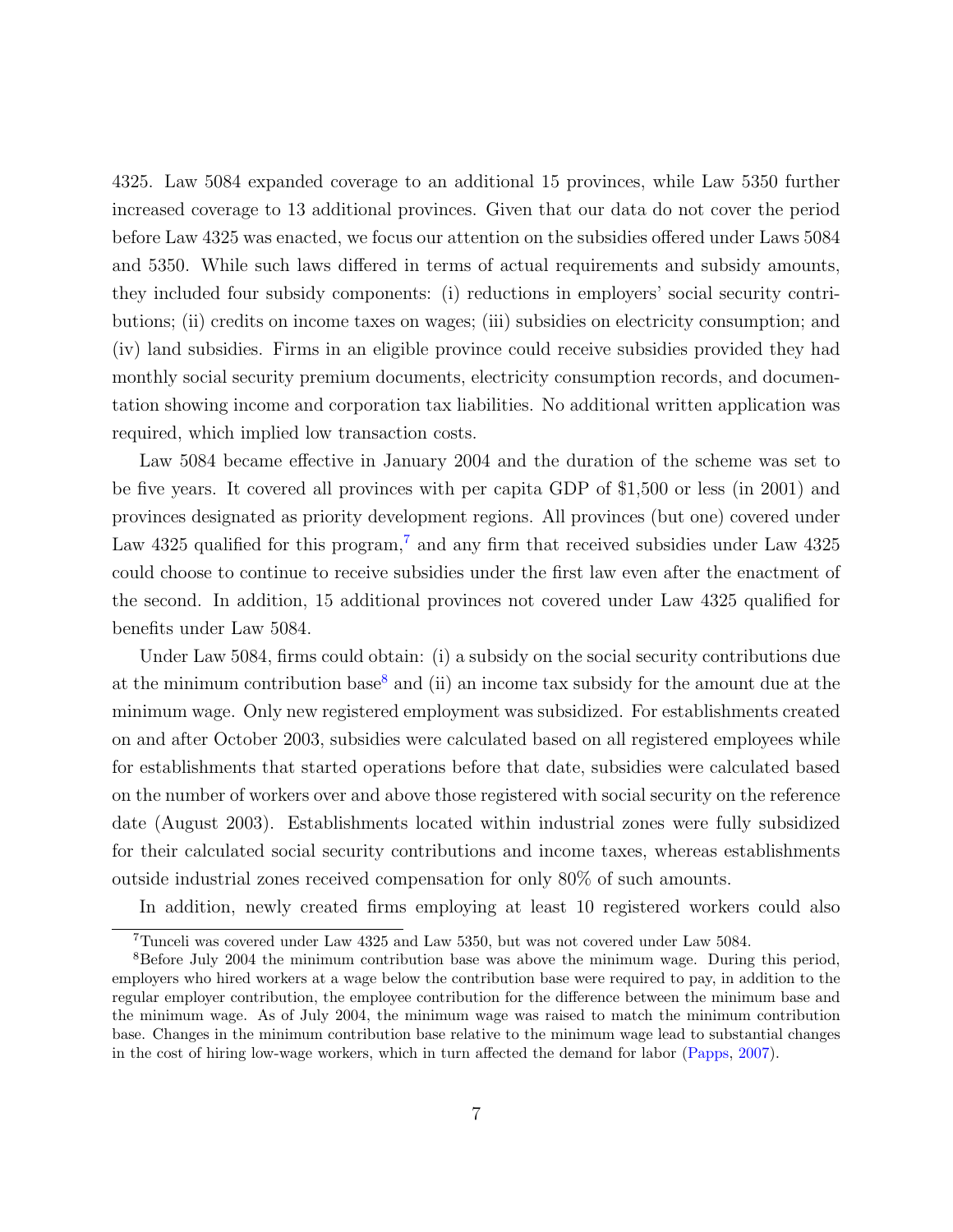4325. Law 5084 expanded coverage to an additional 15 provinces, while Law 5350 further increased coverage to 13 additional provinces. Given that our data do not cover the period before Law 4325 was enacted, we focus our attention on the subsidies offered under Laws 5084 and 5350. While such laws differed in terms of actual requirements and subsidy amounts, they included four subsidy components: (i) reductions in employers' social security contributions; (ii) credits on income taxes on wages; (iii) subsidies on electricity consumption; and (iv) land subsidies. Firms in an eligible province could receive subsidies provided they had monthly social security premium documents, electricity consumption records, and documentation showing income and corporation tax liabilities. No additional written application was required, which implied low transaction costs.

Law 5084 became effective in January 2004 and the duration of the scheme was set to be five years. It covered all provinces with per capita GDP of $1,500 or less (in 2001) and provinces designated as priority development regions. All provinces (but one) covered under Law 4325 qualified for this program,[7] and any firm that received subsidies under Law 4325 could choose to continue to receive subsidies under the first law even after the enactment of the second. In addition, 15 additional provinces not covered under Law 4325 qualified for benefits under Law 5084.

Under Law 5084, firms could obtain: (i) a subsidy on the social security contributions due at the minimum contribution base[8] and (ii) an income tax subsidy for the amount due at the minimum wage. Only new registered employment was subsidized. For establishments created on and after October 2003, subsidies were calculated based on all registered employees while for establishments that started operations before that date, subsidies were calculated based on the number of workers over and above those registered with social security on the reference date (August 2003). Establishments located within industrial zones were fully subsidized for their calculated social security contributions and income taxes, whereas establishments outside industrial zones received compensation for only 80% of such amounts.

In addition, newly created firms employing at least 10 registered workers could also

[7] Tunceli was covered under Law 4325 and Law 5350, but was not covered under Law 5084.

[8] Before July 2004 the minimum contribution base was above the minimum wage. During this period, employers who hired workers at a wage below the contribution base were required to pay, in addition to the regular employer contribution, the employee contribution for the difference between the minimum base and the minimum wage. As of July 2004, the minimum wage was raised to match the minimum contribution base. Changes in the minimum contribution base relative to the minimum wage lead to substantial changes in the cost of hiring low-wage workers, which in turn affected the demand for labor (Papps, 2007).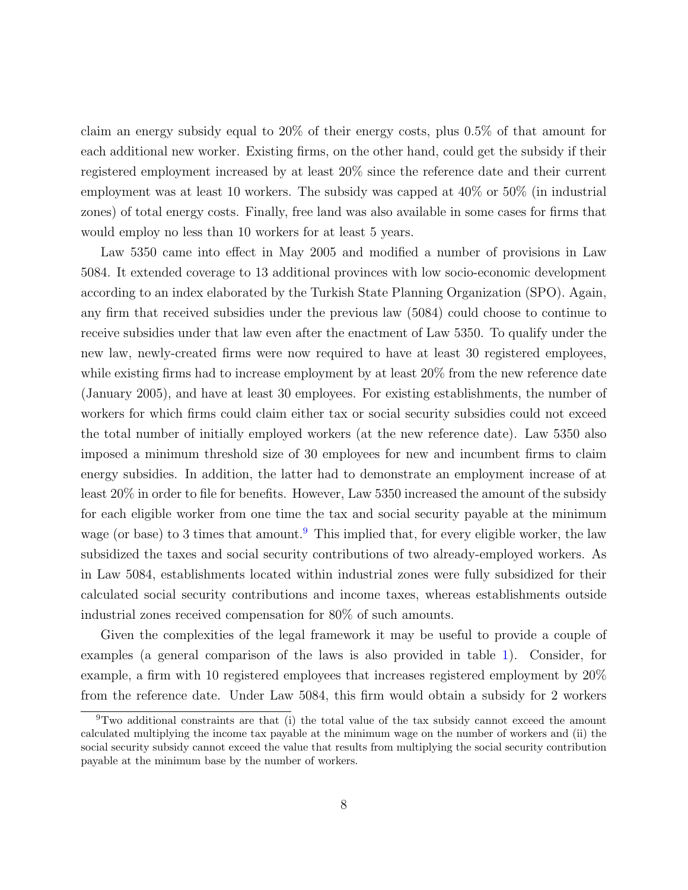claim an energy subsidy equal to 20% of their energy costs, plus 0.5% of that amount for each additional new worker. Existing firms, on the other hand, could get the subsidy if their registered employment increased by at least 20% since the reference date and their current employment was at least 10 workers. The subsidy was capped at 40% or 50% (in industrial zones) of total energy costs. Finally, free land was also available in some cases for firms that would employ no less than 10 workers for at least 5 years.

Law 5350 came into effect in May 2005 and modified a number of provisions in Law 5084. It extended coverage to 13 additional provinces with low socio-economic development according to an index elaborated by the Turkish State Planning Organization (SPO). Again, any firm that received subsidies under the previous law (5084) could choose to continue to receive subsidies under that law even after the enactment of Law 5350. To qualify under the new law, newly-created firms were now required to have at least 30 registered employees, while existing firms had to increase employment by at least 20% from the new reference date (January 2005), and have at least 30 employees. For existing establishments, the number of workers for which firms could claim either tax or social security subsidies could not exceed the total number of initially employed workers (at the new reference date). Law 5350 also imposed a minimum threshold size of 30 employees for new and incumbent firms to claim energy subsidies. In addition, the latter had to demonstrate an employment increase of at least 20% in order to file for benefits. However, Law 5350 increased the amount of the subsidy for each eligible worker from one time the tax and social security payable at the minimum wage (or base) to 3 times that amount.[9] This implied that, for every eligible worker, the law subsidized the taxes and social security contributions of two already-employed workers. As in Law 5084, establishments located within industrial zones were fully subsidized for their calculated social security contributions and income taxes, whereas establishments outside industrial zones received compensation for 80% of such amounts.

Given the complexities of the legal framework it may be useful to provide a couple of examples (a general comparison of the laws is also provided in table 1). Consider, for example, a firm with 10 registered employees that increases registered employment by 20% from the reference date. Under Law 5084, this firm would obtain a subsidy for 2 workers

[9] Two additional constraints are that (i) the total value of the tax subsidy cannot exceed the amount calculated multiplying the income tax payable at the minimum wage on the number of workers and (ii) the social security subsidy cannot exceed the value that results from multiplying the social security contribution payable at the minimum base by the number of workers.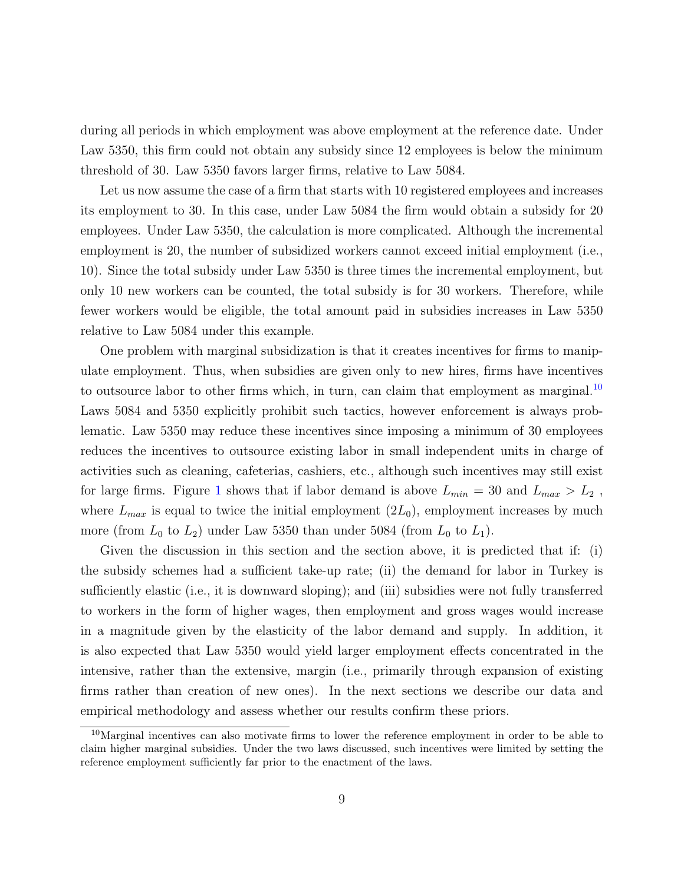during all periods in which employment was above employment at the reference date. Under Law 5350, this firm could not obtain any subsidy since 12 employees is below the minimum threshold of 30. Law 5350 favors larger firms, relative to Law 5084.

Let us now assume the case of a firm that starts with 10 registered employees and increases its employment to 30. In this case, under Law 5084 the firm would obtain a subsidy for 20 employees. Under Law 5350, the calculation is more complicated. Although the incremental employment is 20, the number of subsidized workers cannot exceed initial employment (i.e., 10). Since the total subsidy under Law 5350 is three times the incremental employment, but only 10 new workers can be counted, the total subsidy is for 30 workers. Therefore, while fewer workers would be eligible, the total amount paid in subsidies increases in Law 5350 relative to Law 5084 under this example.

One problem with marginal subsidization is that it creates incentives for firms to manipulate employment. Thus, when subsidies are given only to new hires, firms have incentives to outsource labor to other firms which, in turn, can claim that employment as marginal.[10] Laws 5084 and 5350 explicitly prohibit such tactics, however enforcement is always problematic. Law 5350 may reduce these incentives since imposing a minimum of 30 employees reduces the incentives to outsource existing labor in small independent units in charge of activities such as cleaning, cafeterias, cashiers, etc., although such incentives may still exist for large firms. Figure 1 shows that if labor demand is above $L_{min} = 30$ and $L_{max} > L_2$ , where $L_{max}$ is equal to twice the initial employment ($2L_0$), employment increases by much more (from $L_0$ to $L_2$) under Law 5350 than under 5084 (from $L_0$ to $L_1$).

Given the discussion in this section and the section above, it is predicted that if: (i) the subsidy schemes had a sufficient take-up rate; (ii) the demand for labor in Turkey is sufficiently elastic (i.e., it is downward sloping); and (iii) subsidies were not fully transferred to workers in the form of higher wages, then employment and gross wages would increase in a magnitude given by the elasticity of the labor demand and supply. In addition, it is also expected that Law 5350 would yield larger employment effects concentrated in the intensive, rather than the extensive, margin (i.e., primarily through expansion of existing firms rather than creation of new ones). In the next sections we describe our data and empirical methodology and assess whether our results confirm these priors.

[10] Marginal incentives can also motivate firms to lower the reference employment in order to be able to claim higher marginal subsidies. Under the two laws discussed, such incentives were limited by setting the reference employment sufficiently far prior to the enactment of the laws.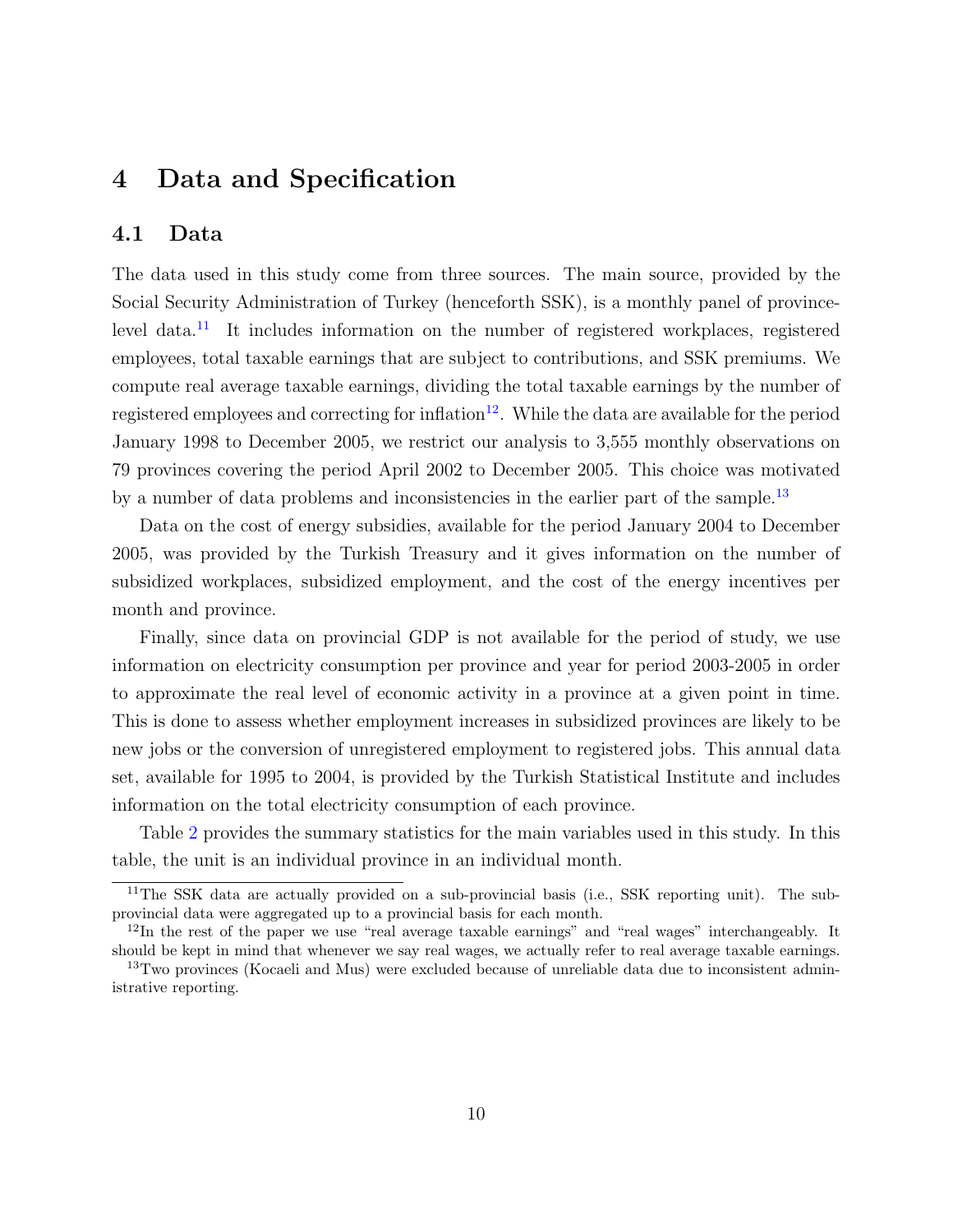# 4 Data and Specification

## 4.1 Data

The data used in this study come from three sources. The main source, provided by the Social Security Administration of Turkey (henceforth SSK), is a monthly panel of province-level data.[11] It includes information on the number of registered workplaces, registered employees, total taxable earnings that are subject to contributions, and SSK premiums. We compute real average taxable earnings, dividing the total taxable earnings by the number of registered employees and correcting for inflation[12]. While the data are available for the period January 1998 to December 2005, we restrict our analysis to 3,555 monthly observations on 79 provinces covering the period April 2002 to December 2005. This choice was motivated by a number of data problems and inconsistencies in the earlier part of the sample.[13]

Data on the cost of energy subsidies, available for the period January 2004 to December 2005, was provided by the Turkish Treasury and it gives information on the number of subsidized workplaces, subsidized employment, and the cost of the energy incentives per month and province.

Finally, since data on provincial GDP is not available for the period of study, we use information on electricity consumption per province and year for period 2003-2005 in order to approximate the real level of economic activity in a province at a given point in time. This is done to assess whether employment increases in subsidized provinces are likely to be new jobs or the conversion of unregistered employment to registered jobs. This annual data set, available for 1995 to 2004, is provided by the Turkish Statistical Institute and includes information on the total electricity consumption of each province.

Table 2 provides the summary statistics for the main variables used in this study. In this table, the unit is an individual province in an individual month.

---

[11] The SSK data are actually provided on a sub-provincial basis (i.e., SSK reporting unit). The sub-provincial data were aggregated up to a provincial basis for each month.

[12] In the rest of the paper we use "real average taxable earnings" and "real wages" interchangeably. It should be kept in mind that whenever we say real wages, we actually refer to real average taxable earnings.

[13] Two provinces (Kocaeli and Mus) were excluded because of unreliable data due to inconsistent administrative reporting.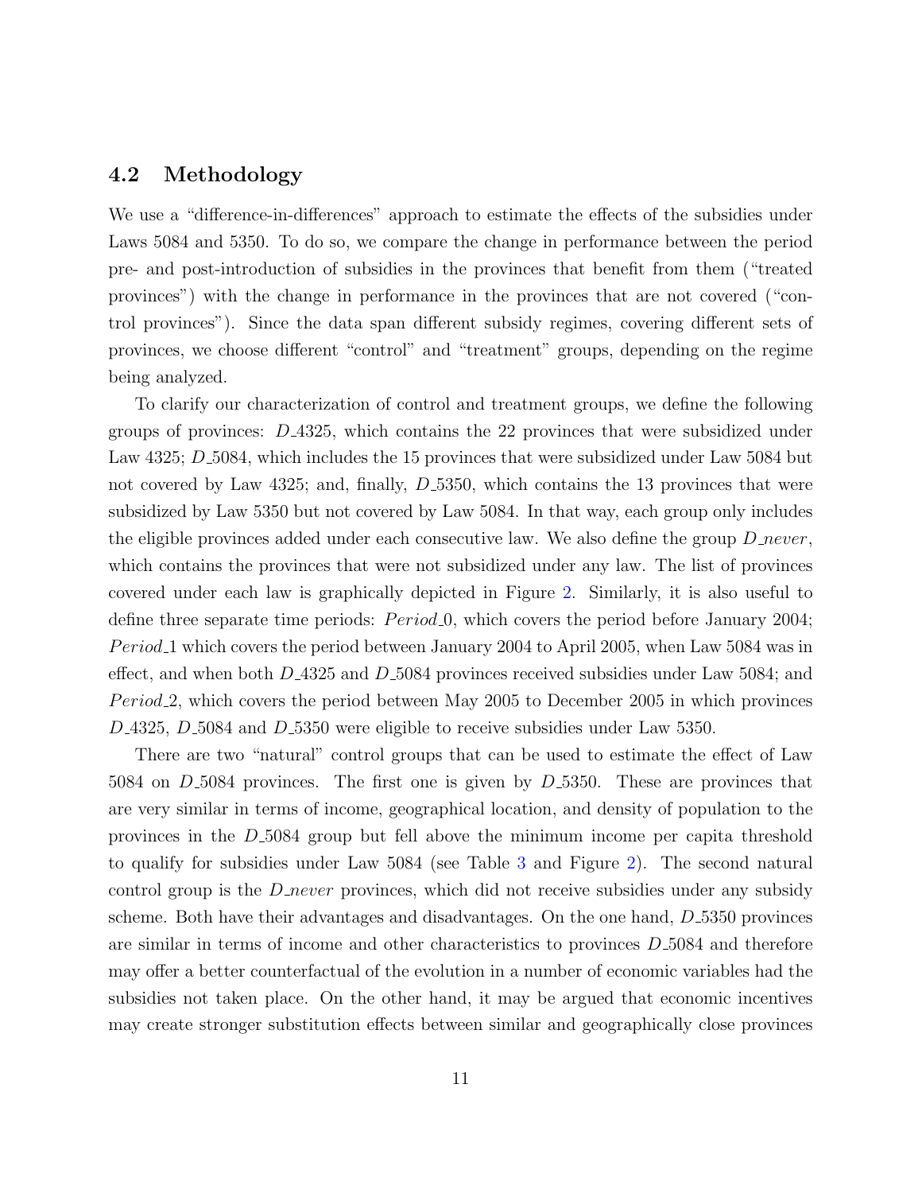## 4.2 Methodology

We use a "difference-in-differences" approach to estimate the effects of the subsidies under Laws 5084 and 5350. To do so, we compare the change in performance between the period pre- and post-introduction of subsidies in the provinces that benefit from them ("treated provinces") with the change in performance in the provinces that are not covered ("control provinces"). Since the data span different subsidy regimes, covering different sets of provinces, we choose different "control" and "treatment" groups, depending on the regime being analyzed.

To clarify our characterization of control and treatment groups, we define the following groups of provinces: $D\_4325$, which contains the 22 provinces that were subsidized under Law 4325; $D\_5084$, which includes the 15 provinces that were subsidized under Law 5084 but not covered by Law 4325; and, finally, $D\_5350$, which contains the 13 provinces that were subsidized by Law 5350 but not covered by Law 5084. In that way, each group only includes the eligible provinces added under each consecutive law. We also define the group $D\_never$, which contains the provinces that were not subsidized under any law. The list of provinces covered under each law is graphically depicted in Figure 2. Similarly, it is also useful to define three separate time periods: $Period\_0$, which covers the period before January 2004; $Period\_1$ which covers the period between January 2004 to April 2005, when Law 5084 was in effect, and when both $D\_4325$ and $D\_5084$ provinces received subsidies under Law 5084; and $Period\_2$, which covers the period between May 2005 to December 2005 in which provinces $D\_4325$, $D\_5084$ and $D\_5350$ were eligible to receive subsidies under Law 5350.

There are two "natural" control groups that can be used to estimate the effect of Law 5084 on $D\_5084$ provinces. The first one is given by $D\_5350$. These are provinces that are very similar in terms of income, geographical location, and density of population to the provinces in the $D\_5084$ group but fell above the minimum income per capita threshold to qualify for subsidies under Law 5084 (see Table 3 and Figure 2). The second natural control group is the $D\_never$ provinces, which did not receive subsidies under any subsidy scheme. Both have their advantages and disadvantages. On the one hand, $D\_5350$ provinces are similar in terms of income and other characteristics to provinces $D\_5084$ and therefore may offer a better counterfactual of the evolution in a number of economic variables had the subsidies not taken place. On the other hand, it may be argued that economic incentives may create stronger substitution effects between similar and geographically close provinces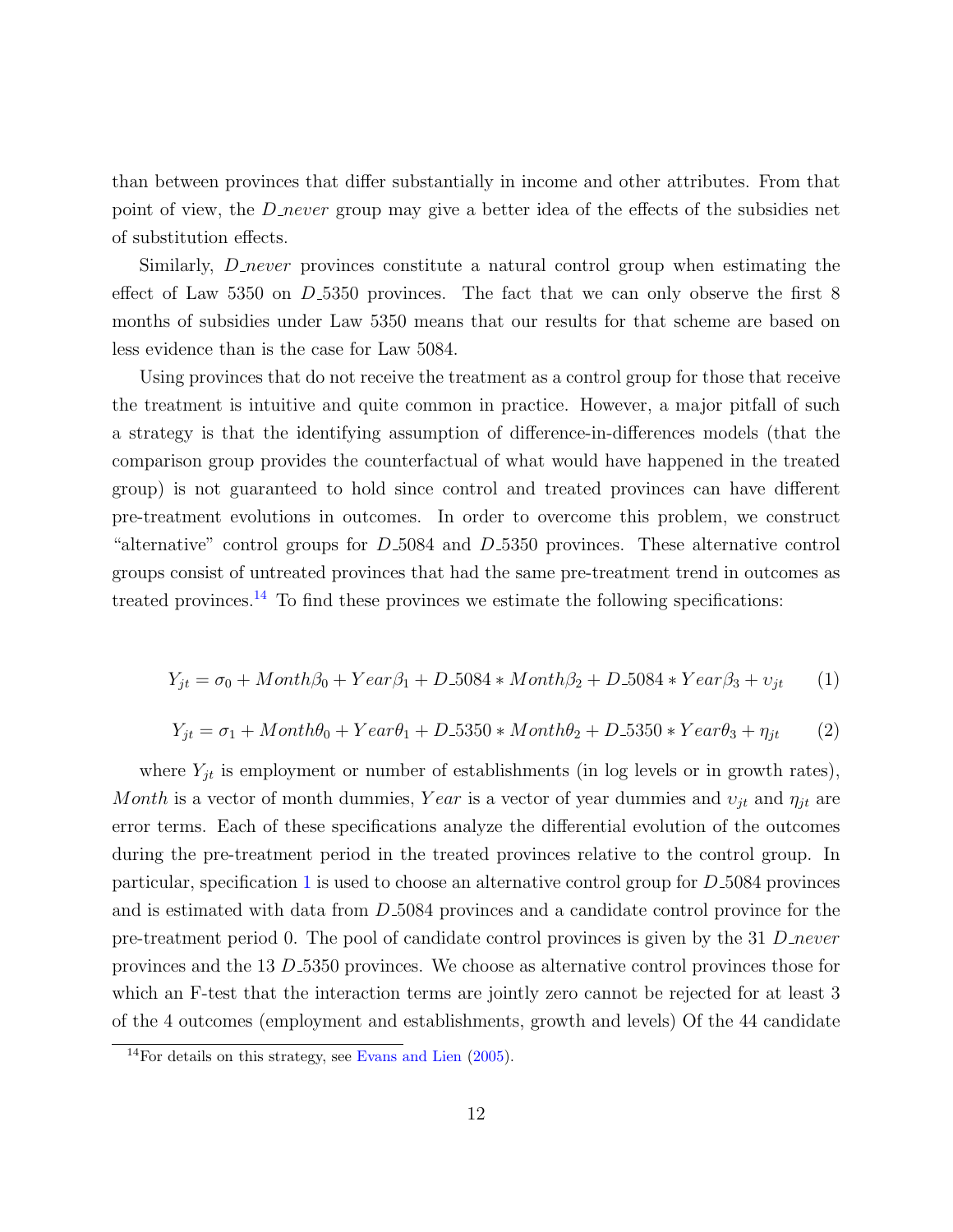than between provinces that differ substantially in income and other attributes. From that point of view, the *D_never* group may give a better idea of the effects of the subsidies net of substitution effects.

Similarly, *D_never* provinces constitute a natural control group when estimating the effect of Law 5350 on *D_5350* provinces. The fact that we can only observe the first 8 months of subsidies under Law 5350 means that our results for that scheme are based on less evidence than is the case for Law 5084.

Using provinces that do not receive the treatment as a control group for those that receive the treatment is intuitive and quite common in practice. However, a major pitfall of such a strategy is that the identifying assumption of difference-in-differences models (that the comparison group provides the counterfactual of what would have happened in the treated group) is not guaranteed to hold since control and treated provinces can have different pre-treatment evolutions in outcomes. In order to overcome this problem, we construct "alternative" control groups for *D_5084* and *D_5350* provinces. These alternative control groups consist of untreated provinces that had the same pre-treatment trend in outcomes as treated provinces.[14] To find these provinces we estimate the following specifications:

$$Y_{jt} = \sigma_0 + Month\beta_0 + Year\beta_1 + D\_5084 * Month\beta_2 + D\_5084 * Year\beta_3 + \upsilon_{jt} \tag{1}$$

$$Y_{jt} = \sigma_1 + Month\theta_0 + Year\theta_1 + D\_5350 * Month\theta_2 + D\_5350 * Year\theta_3 + \eta_{jt} \tag{2}$$

where $Y_{jt}$ is employment or number of establishments (in log levels or in growth rates), $Month$ is a vector of month dummies, $Year$ is a vector of year dummies and $\upsilon_{jt}$ and $\eta_{jt}$ are error terms. Each of these specifications analyze the differential evolution of the outcomes during the pre-treatment period in the treated provinces relative to the control group. In particular, specification 1 is used to choose an alternative control group for *D_5084* provinces and is estimated with data from *D_5084* provinces and a candidate control province for the pre-treatment period 0. The pool of candidate control provinces is given by the 31 *D_never* provinces and the 13 *D_5350* provinces. We choose as alternative control provinces those for which an F-test that the interaction terms are jointly zero cannot be rejected for at least 3 of the 4 outcomes (employment and establishments, growth and levels) Of the 44 candidate

[14] For details on this strategy, see Evans and Lien (2005).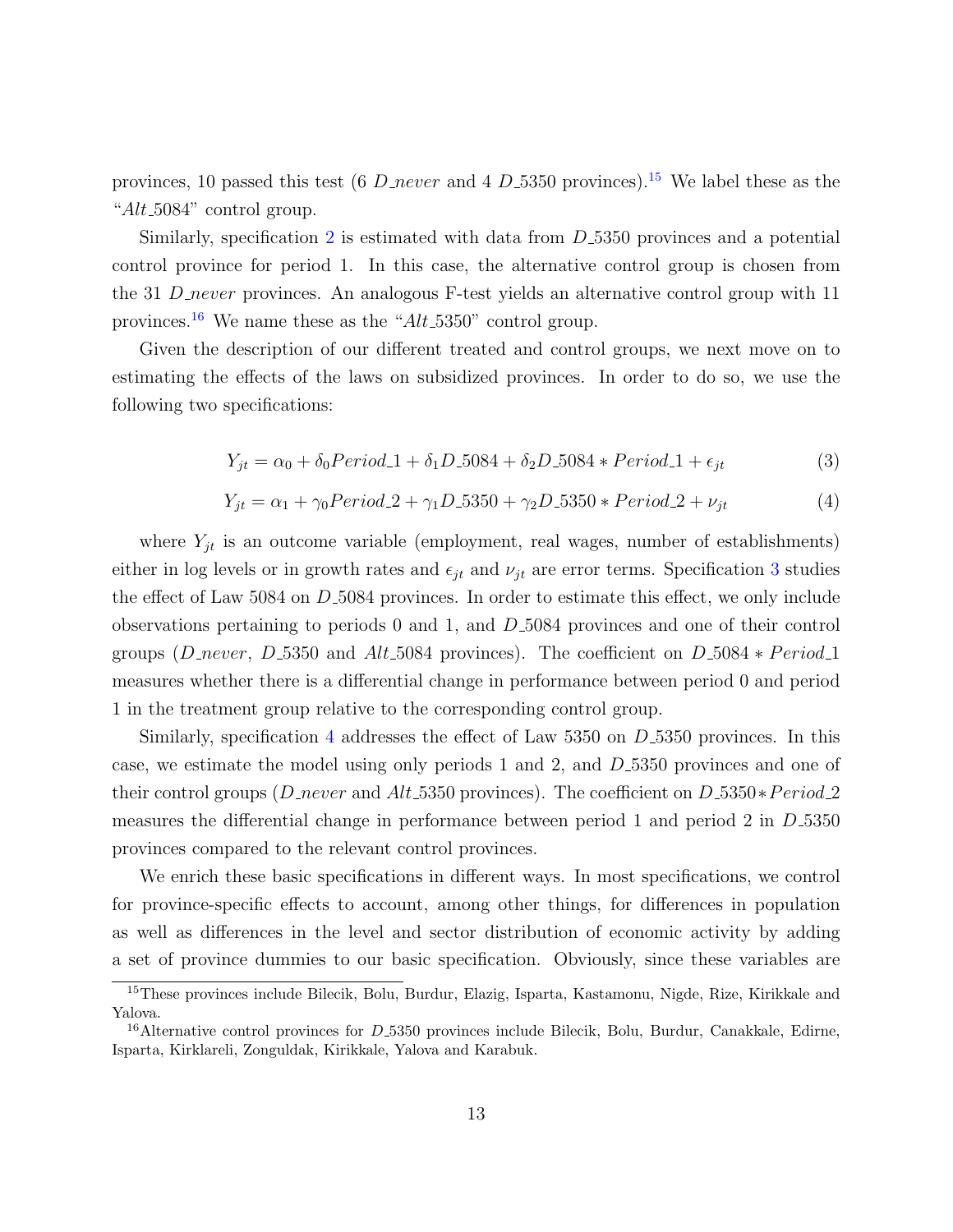provinces, 10 passed this test (6 *D_never* and 4 *D_5350* provinces).[15] We label these as the "*Alt_5084*" control group.

Similarly, specification 2 is estimated with data from *D_5350* provinces and a potential control province for period 1. In this case, the alternative control group is chosen from the 31 *D_never* provinces. An analogous F-test yields an alternative control group with 11 provinces.[16] We name these as the "*Alt_5350*" control group.

Given the description of our different treated and control groups, we next move on to estimating the effects of the laws on subsidized provinces. In order to do so, we use the following two specifications:

$$Y_{jt} = \alpha_0 + \delta_0 Period\_1 + \delta_1 D\_5084 + \delta_2 D\_5084 * Period\_1 + \epsilon_{jt} \tag{3}$$

$$Y_{jt} = \alpha_1 + \gamma_0 Period\_2 + \gamma_1 D\_5350 + \gamma_2 D\_5350 * Period\_2 + \nu_{jt} \tag{4}$$

where $Y_{jt}$ is an outcome variable (employment, real wages, number of establishments) either in log levels or in growth rates and $\epsilon_{jt}$ and $\nu_{jt}$ are error terms. Specification 3 studies the effect of Law 5084 on *D_5084* provinces. In order to estimate this effect, we only include observations pertaining to periods 0 and 1, and *D_5084* provinces and one of their control groups (*D_never*, *D_5350* and *Alt_5084* provinces). The coefficient on $D\_5084 * Period\_1$ measures whether there is a differential change in performance between period 0 and period 1 in the treatment group relative to the corresponding control group.

Similarly, specification 4 addresses the effect of Law 5350 on *D_5350* provinces. In this case, we estimate the model using only periods 1 and 2, and *D_5350* provinces and one of their control groups (*D_never* and *Alt_5350* provinces). The coefficient on $D\_5350 * Period\_2$ measures the differential change in performance between period 1 and period 2 in *D_5350* provinces compared to the relevant control provinces.

We enrich these basic specifications in different ways. In most specifications, we control for province-specific effects to account, among other things, for differences in population as well as differences in the level and sector distribution of economic activity by adding a set of province dummies to our basic specification. Obviously, since these variables are

[15] These provinces include Bilecik, Bolu, Burdur, Elazig, Isparta, Kastamonu, Nigde, Rize, Kirikkale and Yalova.

[16] Alternative control provinces for *D_5350* provinces include Bilecik, Bolu, Burdur, Canakkale, Edirne, Isparta, Kirklareli, Zonguldak, Kirikkale, Yalova and Karabuk.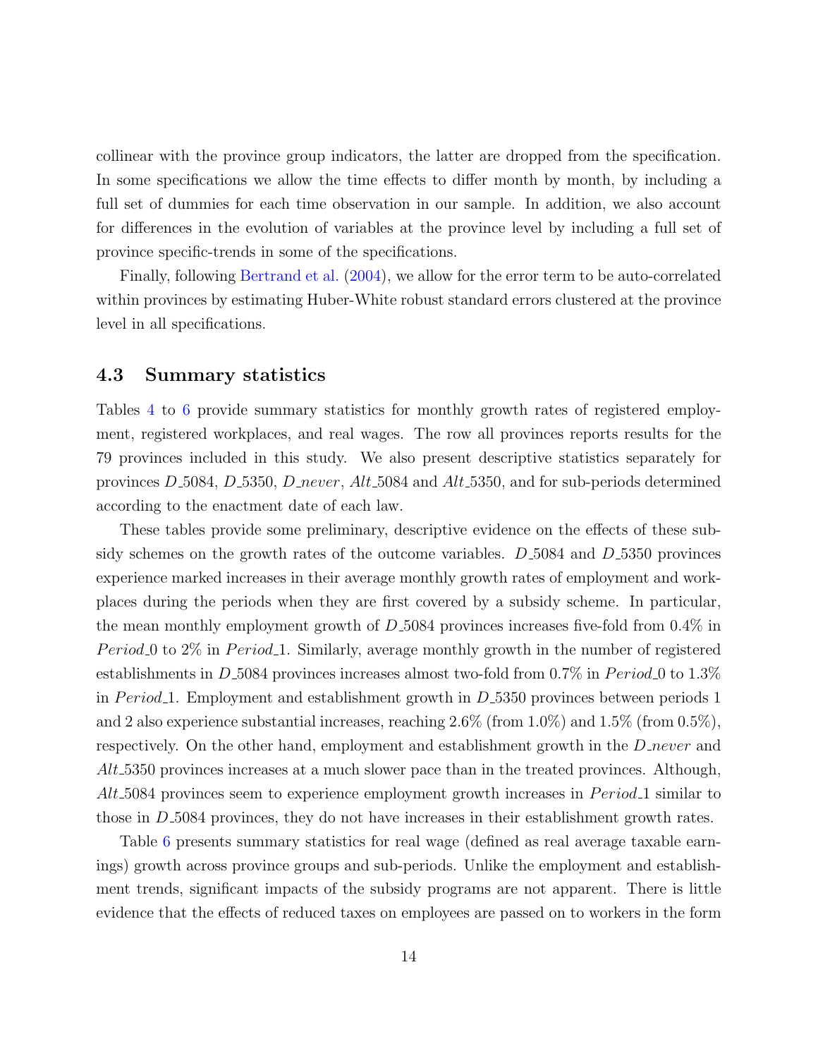collinear with the province group indicators, the latter are dropped from the specification. In some specifications we allow the time effects to differ month by month, by including a full set of dummies for each time observation in our sample. In addition, we also account for differences in the evolution of variables at the province level by including a full set of province specific-trends in some of the specifications.

Finally, following Bertrand et al. (2004), we allow for the error term to be auto-correlated within provinces by estimating Huber-White robust standard errors clustered at the province level in all specifications.

### 4.3 Summary statistics

Tables 4 to 6 provide summary statistics for monthly growth rates of registered employment, registered workplaces, and real wages. The row all provinces reports results for the 79 provinces included in this study. We also present descriptive statistics separately for provinces $D\_5084$, $D\_5350$, $D\_never$, $Alt\_5084$ and $Alt\_5350$, and for sub-periods determined according to the enactment date of each law.

These tables provide some preliminary, descriptive evidence on the effects of these subsidy schemes on the growth rates of the outcome variables. $D\_5084$ and $D\_5350$ provinces experience marked increases in their average monthly growth rates of employment and workplaces during the periods when they are first covered by a subsidy scheme. In particular, the mean monthly employment growth of $D\_5084$ provinces increases five-fold from 0.4% in $Period\_0$ to 2% in $Period\_1$. Similarly, average monthly growth in the number of registered establishments in $D\_5084$ provinces increases almost two-fold from 0.7% in $Period\_0$ to 1.3% in $Period\_1$. Employment and establishment growth in $D\_5350$ provinces between periods 1 and 2 also experience substantial increases, reaching 2.6% (from 1.0%) and 1.5% (from 0.5%), respectively. On the other hand, employment and establishment growth in the $D\_never$ and $Alt\_5350$ provinces increases at a much slower pace than in the treated provinces. Although, $Alt\_5084$ provinces seem to experience employment growth increases in $Period\_1$ similar to those in $D\_5084$ provinces, they do not have increases in their establishment growth rates.

Table 6 presents summary statistics for real wage (defined as real average taxable earnings) growth across province groups and sub-periods. Unlike the employment and establishment trends, significant impacts of the subsidy programs are not apparent. There is little evidence that the effects of reduced taxes on employees are passed on to workers in the form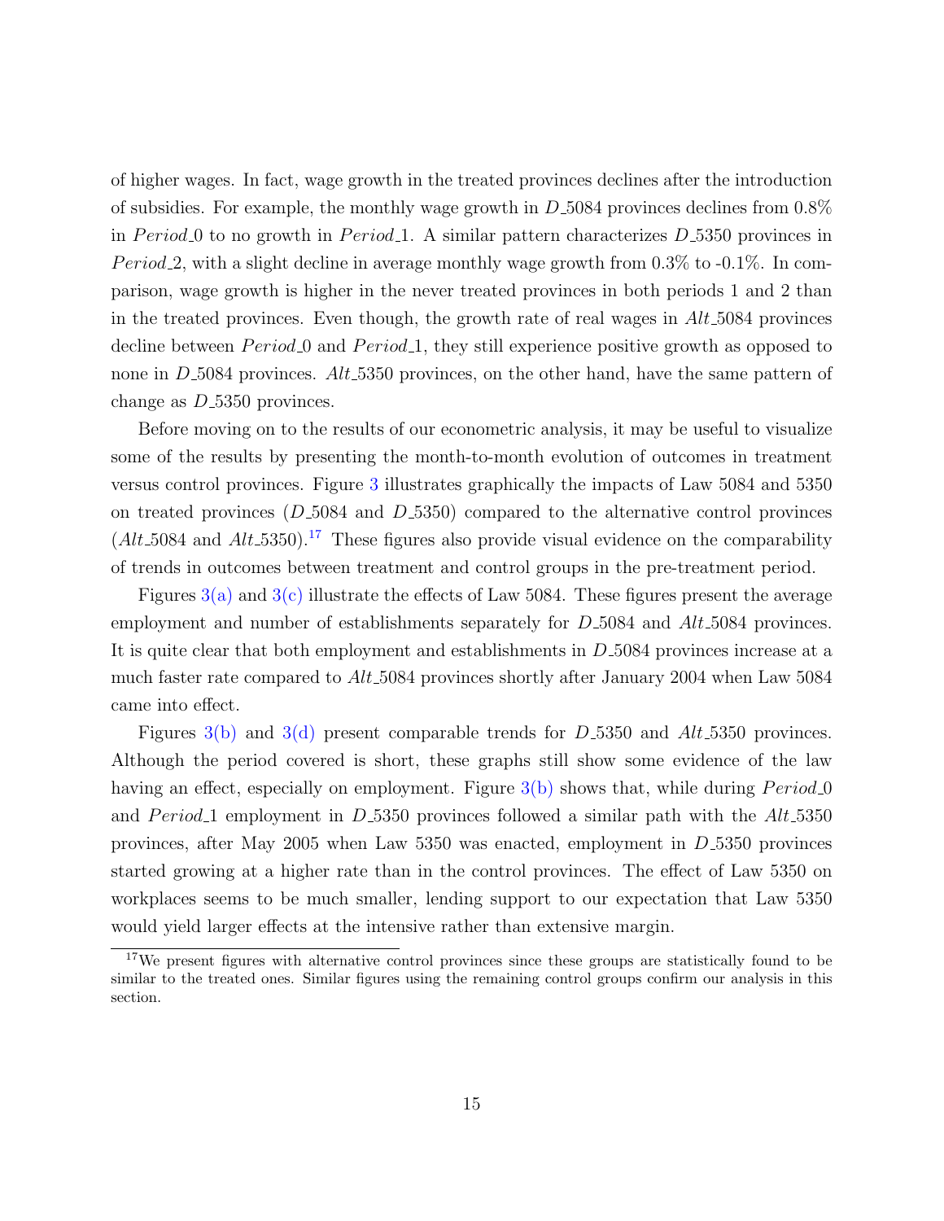of higher wages. In fact, wage growth in the treated provinces declines after the introduction of subsidies. For example, the monthly wage growth in $D\_5084$ provinces declines from 0.8% in $Period\_0$ to no growth in $Period\_1$. A similar pattern characterizes $D\_5350$ provinces in $Period\_2$, with a slight decline in average monthly wage growth from 0.3% to -0.1%. In comparison, wage growth is higher in the never treated provinces in both periods 1 and 2 than in the treated provinces. Even though, the growth rate of real wages in $Alt\_5084$ provinces decline between $Period\_0$ and $Period\_1$, they still experience positive growth as opposed to none in $D\_5084$ provinces. $Alt\_5350$ provinces, on the other hand, have the same pattern of change as $D\_5350$ provinces.

Before moving on to the results of our econometric analysis, it may be useful to visualize some of the results by presenting the month-to-month evolution of outcomes in treatment versus control provinces. Figure 3 illustrates graphically the impacts of Law 5084 and 5350 on treated provinces ($D\_5084$ and $D\_5350$) compared to the alternative control provinces ($Alt\_5084$ and $Alt\_5350$).[17] These figures also provide visual evidence on the comparability of trends in outcomes between treatment and control groups in the pre-treatment period.

Figures 3(a) and 3(c) illustrate the effects of Law 5084. These figures present the average employment and number of establishments separately for $D\_5084$ and $Alt\_5084$ provinces. It is quite clear that both employment and establishments in $D\_5084$ provinces increase at a much faster rate compared to $Alt\_5084$ provinces shortly after January 2004 when Law 5084 came into effect.

Figures 3(b) and 3(d) present comparable trends for $D\_5350$ and $Alt\_5350$ provinces. Although the period covered is short, these graphs still show some evidence of the law having an effect, especially on employment. Figure 3(b) shows that, while during $Period\_0$ and $Period\_1$ employment in $D\_5350$ provinces followed a similar path with the $Alt\_5350$ provinces, after May 2005 when Law 5350 was enacted, employment in $D\_5350$ provinces started growing at a higher rate than in the control provinces. The effect of Law 5350 on workplaces seems to be much smaller, lending support to our expectation that Law 5350 would yield larger effects at the intensive rather than extensive margin.

[17] We present figures with alternative control provinces since these groups are statistically found to be similar to the treated ones. Similar figures using the remaining control groups confirm our analysis in this section.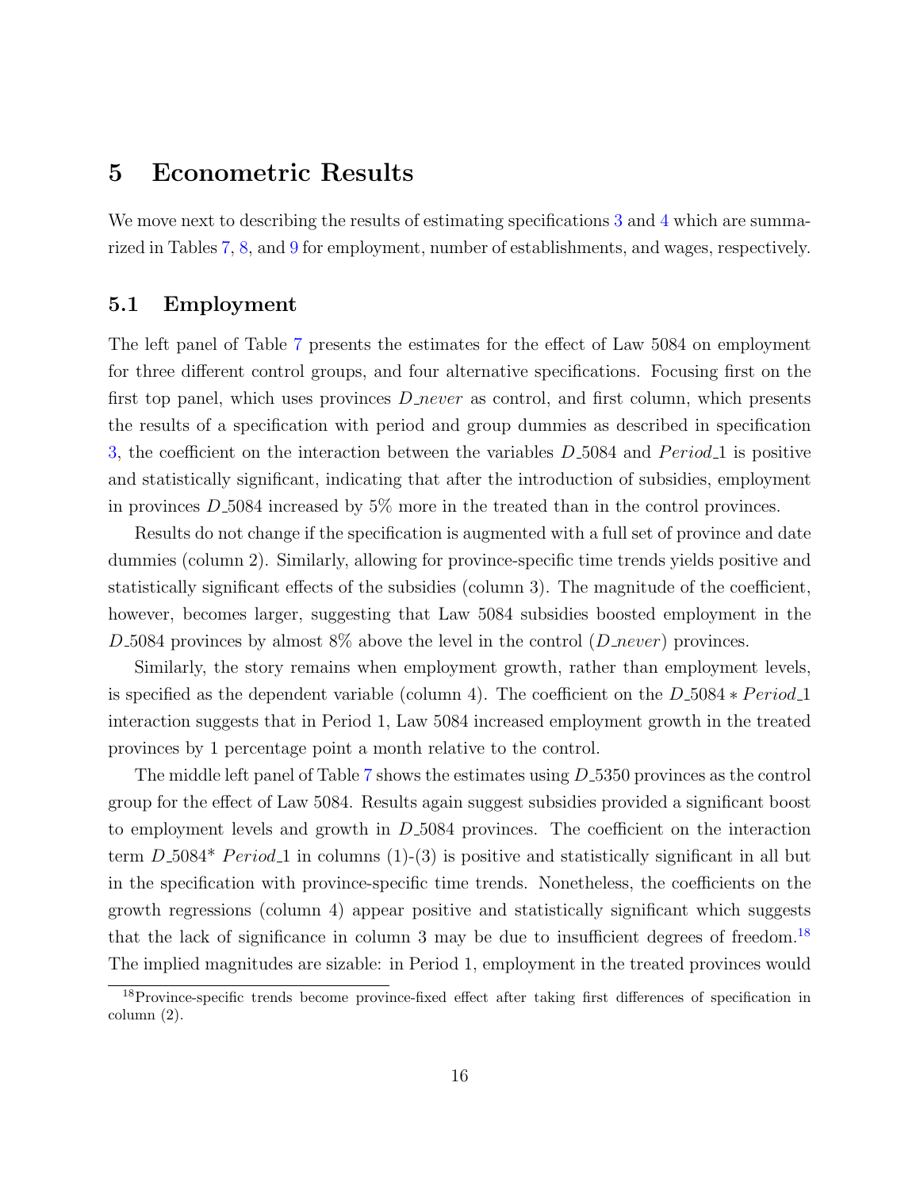# 5 Econometric Results

We move next to describing the results of estimating specifications 3 and 4 which are summarized in Tables 7, 8, and 9 for employment, number of establishments, and wages, respectively.

## 5.1 Employment

The left panel of Table 7 presents the estimates for the effect of Law 5084 on employment for three different control groups, and four alternative specifications. Focusing first on the first top panel, which uses provinces $D\_never$ as control, and first column, which presents the results of a specification with period and group dummies as described in specification 3, the coefficient on the interaction between the variables $D\_5084$ and $Period\_1$ is positive and statistically significant, indicating that after the introduction of subsidies, employment in provinces $D\_5084$ increased by 5% more in the treated than in the control provinces.

Results do not change if the specification is augmented with a full set of province and date dummies (column 2). Similarly, allowing for province-specific time trends yields positive and statistically significant effects of the subsidies (column 3). The magnitude of the coefficient, however, becomes larger, suggesting that Law 5084 subsidies boosted employment in the $D\_5084$ provinces by almost 8% above the level in the control ($D\_never$) provinces.

Similarly, the story remains when employment growth, rather than employment levels, is specified as the dependent variable (column 4). The coefficient on the $D\_5084 * Period\_1$ interaction suggests that in Period 1, Law 5084 increased employment growth in the treated provinces by 1 percentage point a month relative to the control.

The middle left panel of Table 7 shows the estimates using $D\_5350$ provinces as the control group for the effect of Law 5084. Results again suggest subsidies provided a significant boost to employment levels and growth in $D\_5084$ provinces. The coefficient on the interaction term $D\_5084$* $Period\_1$ in columns (1)-(3) is positive and statistically significant in all but in the specification with province-specific time trends. Nonetheless, the coefficients on the growth regressions (column 4) appear positive and statistically significant which suggests that the lack of significance in column 3 may be due to insufficient degrees of freedom.[18] The implied magnitudes are sizable: in Period 1, employment in the treated provinces would

[18] Province-specific trends become province-fixed effect after taking first differences of specification in column (2).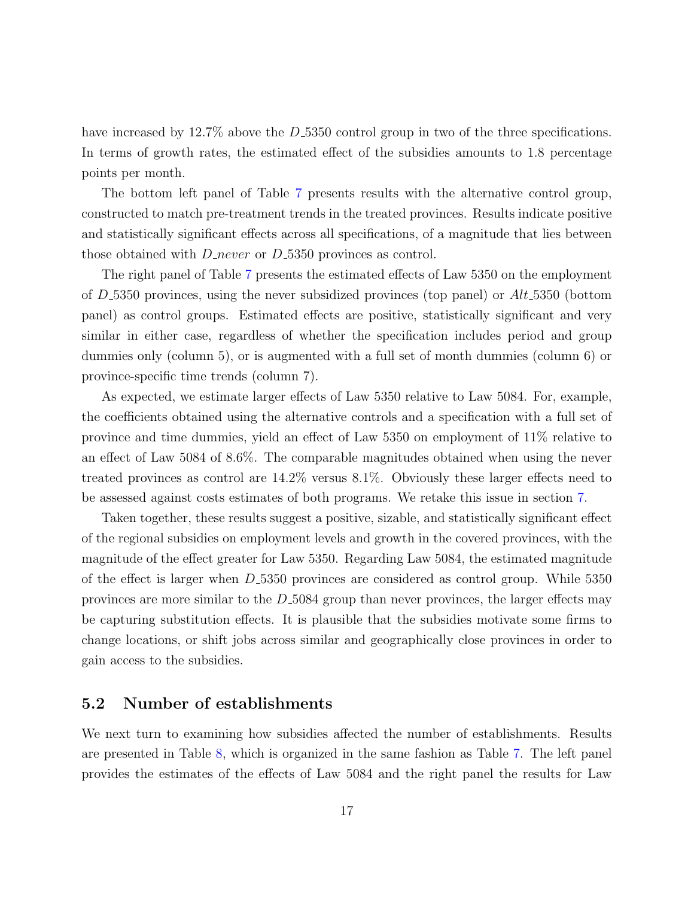have increased by 12.7% above the *D_5350* control group in two of the three specifications. In terms of growth rates, the estimated effect of the subsidies amounts to 1.8 percentage points per month.

The bottom left panel of Table 7 presents results with the alternative control group, constructed to match pre-treatment trends in the treated provinces. Results indicate positive and statistically significant effects across all specifications, of a magnitude that lies between those obtained with *D_never* or *D_5350* provinces as control.

The right panel of Table 7 presents the estimated effects of Law 5350 on the employment of *D_5350* provinces, using the never subsidized provinces (top panel) or *Alt_5350* (bottom panel) as control groups. Estimated effects are positive, statistically significant and very similar in either case, regardless of whether the specification includes period and group dummies only (column 5), or is augmented with a full set of month dummies (column 6) or province-specific time trends (column 7).

As expected, we estimate larger effects of Law 5350 relative to Law 5084. For, example, the coefficients obtained using the alternative controls and a specification with a full set of province and time dummies, yield an effect of Law 5350 on employment of 11% relative to an effect of Law 5084 of 8.6%. The comparable magnitudes obtained when using the never treated provinces as control are 14.2% versus 8.1%. Obviously these larger effects need to be assessed against costs estimates of both programs. We retake this issue in section 7.

Taken together, these results suggest a positive, sizable, and statistically significant effect of the regional subsidies on employment levels and growth in the covered provinces, with the magnitude of the effect greater for Law 5350. Regarding Law 5084, the estimated magnitude of the effect is larger when *D_5350* provinces are considered as control group. While 5350 provinces are more similar to the *D_5084* group than never provinces, the larger effects may be capturing substitution effects. It is plausible that the subsidies motivate some firms to change locations, or shift jobs across similar and geographically close provinces in order to gain access to the subsidies.

## 5.2 Number of establishments

We next turn to examining how subsidies affected the number of establishments. Results are presented in Table 8, which is organized in the same fashion as Table 7. The left panel provides the estimates of the effects of Law 5084 and the right panel the results for Law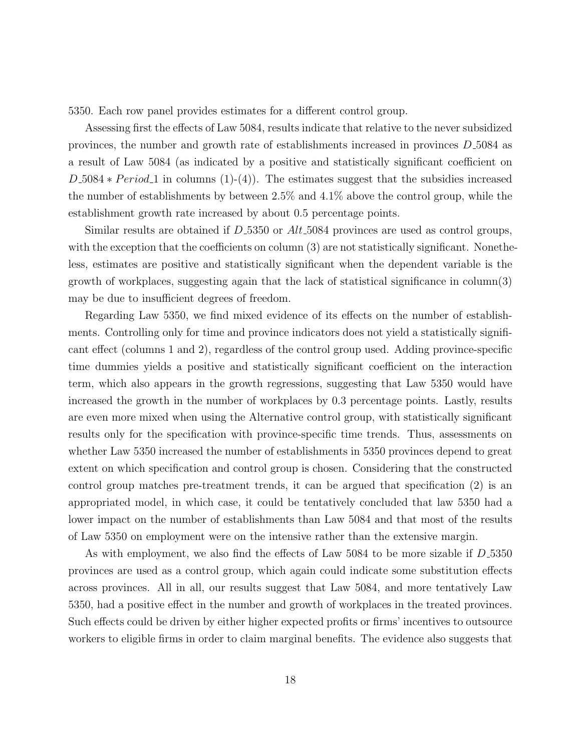5350. Each row panel provides estimates for a different control group.

Assessing first the effects of Law 5084, results indicate that relative to the never subsidized provinces, the number and growth rate of establishments increased in provinces $D\_5084$ as a result of Law 5084 (as indicated by a positive and statistically significant coefficient on $D\_5084 * Period\_1$ in columns (1)-(4)). The estimates suggest that the subsidies increased the number of establishments by between 2.5% and 4.1% above the control group, while the establishment growth rate increased by about 0.5 percentage points.

Similar results are obtained if $D\_5350$ or $Alt\_5084$ provinces are used as control groups, with the exception that the coefficients on column (3) are not statistically significant. Nonetheless, estimates are positive and statistically significant when the dependent variable is the growth of workplaces, suggesting again that the lack of statistical significance in column(3) may be due to insufficient degrees of freedom.

Regarding Law 5350, we find mixed evidence of its effects on the number of establishments. Controlling only for time and province indicators does not yield a statistically significant effect (columns 1 and 2), regardless of the control group used. Adding province-specific time dummies yields a positive and statistically significant coefficient on the interaction term, which also appears in the growth regressions, suggesting that Law 5350 would have increased the growth in the number of workplaces by 0.3 percentage points. Lastly, results are even more mixed when using the Alternative control group, with statistically significant results only for the specification with province-specific time trends. Thus, assessments on whether Law 5350 increased the number of establishments in 5350 provinces depend to great extent on which specification and control group is chosen. Considering that the constructed control group matches pre-treatment trends, it can be argued that specification (2) is an appropriated model, in which case, it could be tentatively concluded that law 5350 had a lower impact on the number of establishments than Law 5084 and that most of the results of Law 5350 on employment were on the intensive rather than the extensive margin.

As with employment, we also find the effects of Law 5084 to be more sizable if $D\_5350$ provinces are used as a control group, which again could indicate some substitution effects across provinces. All in all, our results suggest that Law 5084, and more tentatively Law 5350, had a positive effect in the number and growth of workplaces in the treated provinces. Such effects could be driven by either higher expected profits or firms' incentives to outsource workers to eligible firms in order to claim marginal benefits. The evidence also suggests that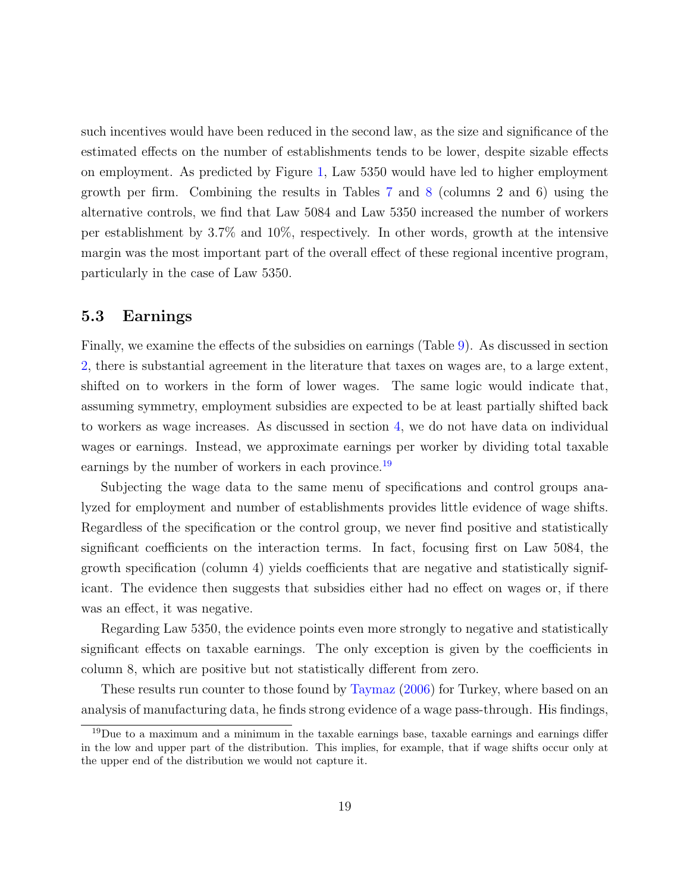such incentives would have been reduced in the second law, as the size and significance of the estimated effects on the number of establishments tends to be lower, despite sizable effects on employment. As predicted by Figure 1, Law 5350 would have led to higher employment growth per firm. Combining the results in Tables 7 and 8 (columns 2 and 6) using the alternative controls, we find that Law 5084 and Law 5350 increased the number of workers per establishment by 3.7% and 10%, respectively. In other words, growth at the intensive margin was the most important part of the overall effect of these regional incentive program, particularly in the case of Law 5350.

### 5.3 Earnings

Finally, we examine the effects of the subsidies on earnings (Table 9). As discussed in section 2, there is substantial agreement in the literature that taxes on wages are, to a large extent, shifted on to workers in the form of lower wages. The same logic would indicate that, assuming symmetry, employment subsidies are expected to be at least partially shifted back to workers as wage increases. As discussed in section 4, we do not have data on individual wages or earnings. Instead, we approximate earnings per worker by dividing total taxable earnings by the number of workers in each province.[19]

Subjecting the wage data to the same menu of specifications and control groups analyzed for employment and number of establishments provides little evidence of wage shifts. Regardless of the specification or the control group, we never find positive and statistically significant coefficients on the interaction terms. In fact, focusing first on Law 5084, the growth specification (column 4) yields coefficients that are negative and statistically significant. The evidence then suggests that subsidies either had no effect on wages or, if there was an effect, it was negative.

Regarding Law 5350, the evidence points even more strongly to negative and statistically significant effects on taxable earnings. The only exception is given by the coefficients in column 8, which are positive but not statistically different from zero.

These results run counter to those found by Taymaz (2006) for Turkey, where based on an analysis of manufacturing data, he finds strong evidence of a wage pass-through. His findings,

[19] Due to a maximum and a minimum in the taxable earnings base, taxable earnings and earnings differ in the low and upper part of the distribution. This implies, for example, that if wage shifts occur only at the upper end of the distribution we would not capture it.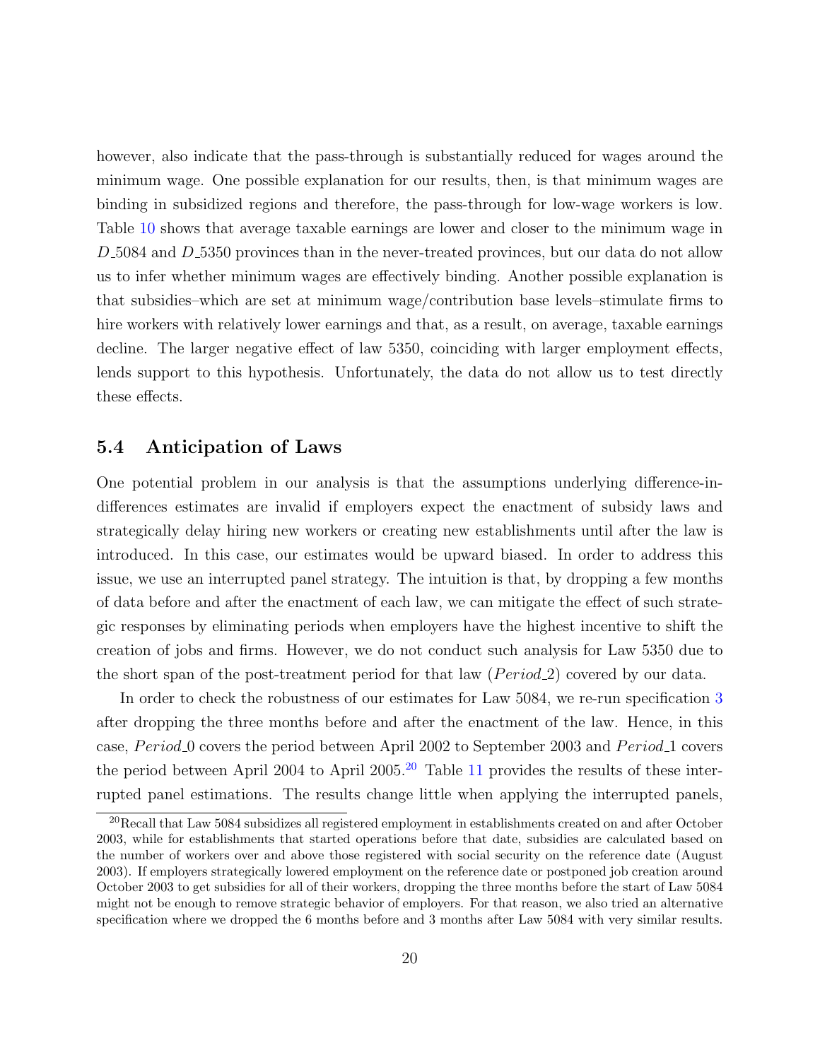however, also indicate that the pass-through is substantially reduced for wages around the minimum wage. One possible explanation for our results, then, is that minimum wages are binding in subsidized regions and therefore, the pass-through for low-wage workers is low. Table 10 shows that average taxable earnings are lower and closer to the minimum wage in $D\_5084$ and $D\_5350$ provinces than in the never-treated provinces, but our data do not allow us to infer whether minimum wages are effectively binding. Another possible explanation is that subsidies–which are set at minimum wage/contribution base levels–stimulate firms to hire workers with relatively lower earnings and that, as a result, on average, taxable earnings decline. The larger negative effect of law 5350, coinciding with larger employment effects, lends support to this hypothesis. Unfortunately, the data do not allow us to test directly these effects.

### 5.4 Anticipation of Laws

One potential problem in our analysis is that the assumptions underlying difference-in-differences estimates are invalid if employers expect the enactment of subsidy laws and strategically delay hiring new workers or creating new establishments until after the law is introduced. In this case, our estimates would be upward biased. In order to address this issue, we use an interrupted panel strategy. The intuition is that, by dropping a few months of data before and after the enactment of each law, we can mitigate the effect of such strategic responses by eliminating periods when employers have the highest incentive to shift the creation of jobs and firms. However, we do not conduct such analysis for Law 5350 due to the short span of the post-treatment period for that law ($Period\_2$) covered by our data.

In order to check the robustness of our estimates for Law 5084, we re-run specification 3 after dropping the three months before and after the enactment of the law. Hence, in this case, $Period\_0$ covers the period between April 2002 to September 2003 and $Period\_1$ covers the period between April 2004 to April 2005.[20] Table 11 provides the results of these interrupted panel estimations. The results change little when applying the interrupted panels,

[20]Recall that Law 5084 subsidizes all registered employment in establishments created on and after October 2003, while for establishments that started operations before that date, subsidies are calculated based on the number of workers over and above those registered with social security on the reference date (August 2003). If employers strategically lowered employment on the reference date or postponed job creation around October 2003 to get subsidies for all of their workers, dropping the three months before the start of Law 5084 might not be enough to remove strategic behavior of employers. For that reason, we also tried an alternative specification where we dropped the 6 months before and 3 months after Law 5084 with very similar results.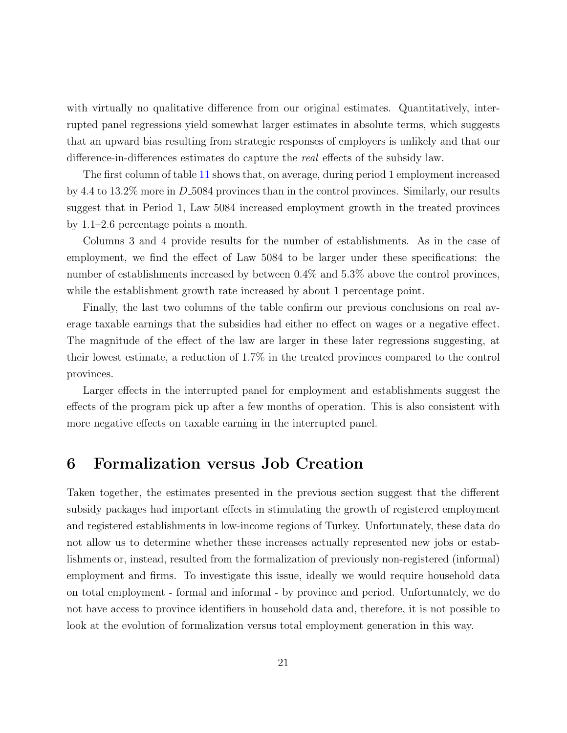with virtually no qualitative difference from our original estimates. Quantitatively, interrupted panel regressions yield somewhat larger estimates in absolute terms, which suggests that an upward bias resulting from strategic responses of employers is unlikely and that our difference-in-differences estimates do capture the *real* effects of the subsidy law.

The first column of table 11 shows that, on average, during period 1 employment increased by 4.4 to 13.2% more in $D\_5084$ provinces than in the control provinces. Similarly, our results suggest that in Period 1, Law 5084 increased employment growth in the treated provinces by 1.1–2.6 percentage points a month.

Columns 3 and 4 provide results for the number of establishments. As in the case of employment, we find the effect of Law 5084 to be larger under these specifications: the number of establishments increased by between 0.4% and 5.3% above the control provinces, while the establishment growth rate increased by about 1 percentage point.

Finally, the last two columns of the table confirm our previous conclusions on real average taxable earnings that the subsidies had either no effect on wages or a negative effect. The magnitude of the effect of the law are larger in these later regressions suggesting, at their lowest estimate, a reduction of 1.7% in the treated provinces compared to the control provinces.

Larger effects in the interrupted panel for employment and establishments suggest the effects of the program pick up after a few months of operation. This is also consistent with more negative effects on taxable earning in the interrupted panel.

# 6 Formalization versus Job Creation

Taken together, the estimates presented in the previous section suggest that the different subsidy packages had important effects in stimulating the growth of registered employment and registered establishments in low-income regions of Turkey. Unfortunately, these data do not allow us to determine whether these increases actually represented new jobs or establishments or, instead, resulted from the formalization of previously non-registered (informal) employment and firms. To investigate this issue, ideally we would require household data on total employment - formal and informal - by province and period. Unfortunately, we do not have access to province identifiers in household data and, therefore, it is not possible to look at the evolution of formalization versus total employment generation in this way.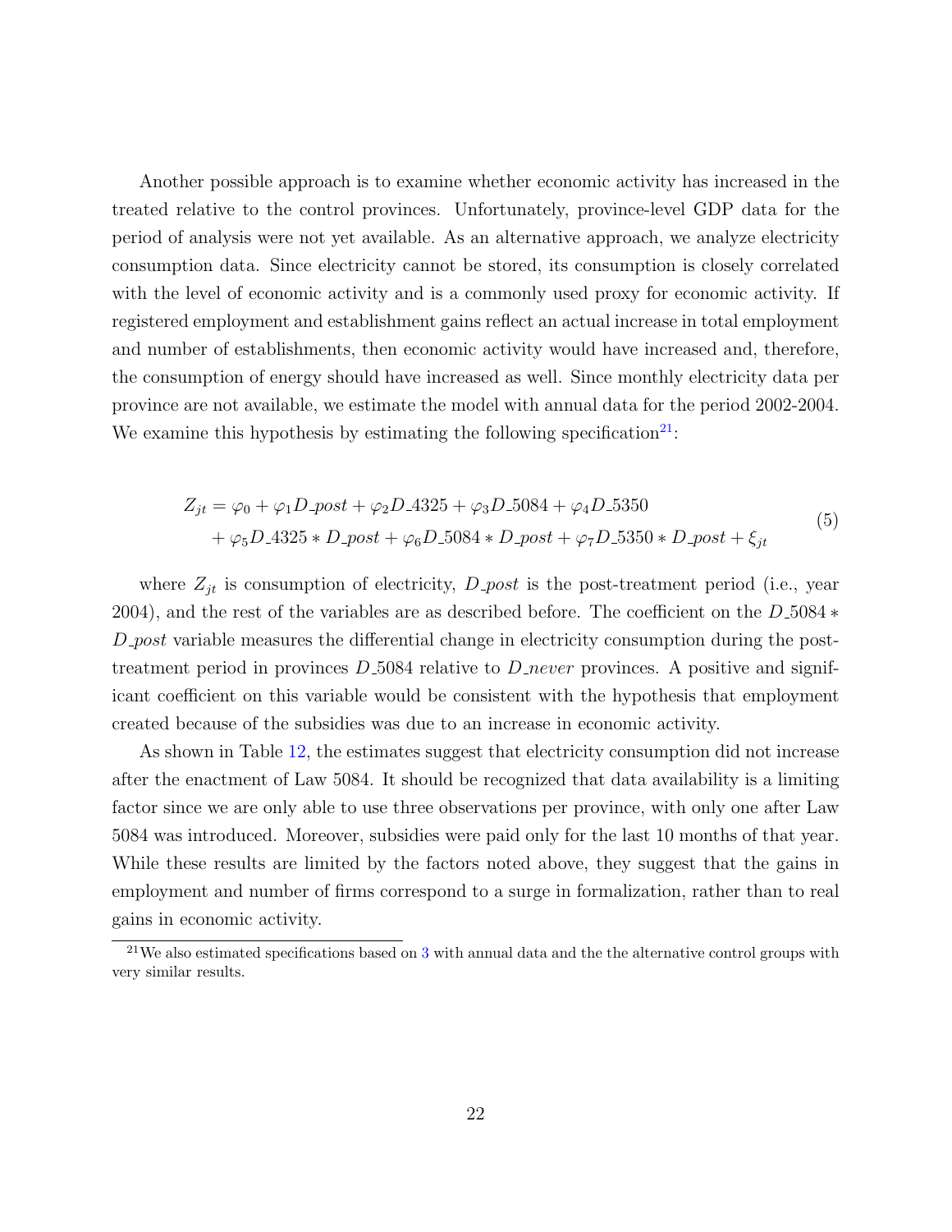Another possible approach is to examine whether economic activity has increased in the treated relative to the control provinces. Unfortunately, province-level GDP data for the period of analysis were not yet available. As an alternative approach, we analyze electricity consumption data. Since electricity cannot be stored, its consumption is closely correlated with the level of economic activity and is a commonly used proxy for economic activity. If registered employment and establishment gains reflect an actual increase in total employment and number of establishments, then economic activity would have increased and, therefore, the consumption of energy should have increased as well. Since monthly electricity data per province are not available, we estimate the model with annual data for the period 2002-2004. We examine this hypothesis by estimating the following specification[21]:

$$
\begin{aligned}
Z_{jt} = \varphi_0 &+ \varphi_1 D\_post + \varphi_2 D\_4325 + \varphi_3 D\_5084 + \varphi_4 D\_5350 \\
&+ \varphi_5 D\_4325 * D\_post + \varphi_6 D\_5084 * D\_post + \varphi_7 D\_5350 * D\_post + \xi_{jt}
\end{aligned}
\tag{5}
$$

where $Z_{jt}$ is consumption of electricity, $D\_post$ is the post-treatment period (i.e., year 2004), and the rest of the variables are as described before. The coefficient on the $D\_5084 * D\_post$ variable measures the differential change in electricity consumption during the post-treatment period in provinces $D\_5084$ relative to $D\_never$ provinces. A positive and significant coefficient on this variable would be consistent with the hypothesis that employment created because of the subsidies was due to an increase in economic activity.

As shown in Table 12, the estimates suggest that electricity consumption did not increase after the enactment of Law 5084. It should be recognized that data availability is a limiting factor since we are only able to use three observations per province, with only one after Law 5084 was introduced. Moreover, subsidies were paid only for the last 10 months of that year. While these results are limited by the factors noted above, they suggest that the gains in employment and number of firms correspond to a surge in formalization, rather than to real gains in economic activity.

[21] We also estimated specifications based on 3 with annual data and the the alternative control groups with very similar results.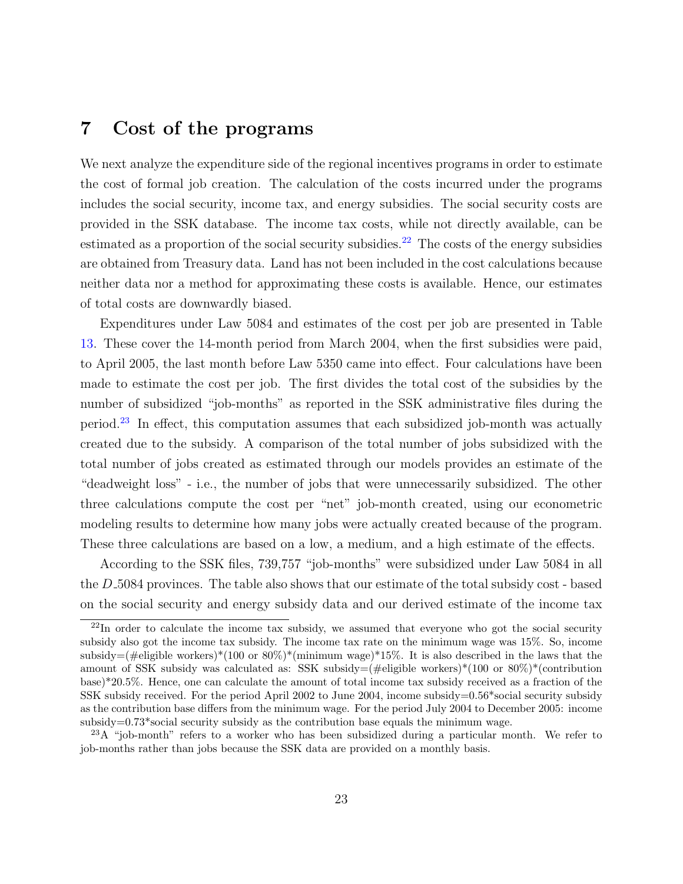# 7 Cost of the programs

We next analyze the expenditure side of the regional incentives programs in order to estimate the cost of formal job creation. The calculation of the costs incurred under the programs includes the social security, income tax, and energy subsidies. The social security costs are provided in the SSK database. The income tax costs, while not directly available, can be estimated as a proportion of the social security subsidies.[22] The costs of the energy subsidies are obtained from Treasury data. Land has not been included in the cost calculations because neither data nor a method for approximating these costs is available. Hence, our estimates of total costs are downwardly biased.

Expenditures under Law 5084 and estimates of the cost per job are presented in Table 13. These cover the 14-month period from March 2004, when the first subsidies were paid, to April 2005, the last month before Law 5350 came into effect. Four calculations have been made to estimate the cost per job. The first divides the total cost of the subsidies by the number of subsidized "job-months" as reported in the SSK administrative files during the period.[23] In effect, this computation assumes that each subsidized job-month was actually created due to the subsidy. A comparison of the total number of jobs subsidized with the total number of jobs created as estimated through our models provides an estimate of the "deadweight loss" - i.e., the number of jobs that were unnecessarily subsidized. The other three calculations compute the cost per "net" job-month created, using our econometric modeling results to determine how many jobs were actually created because of the program. These three calculations are based on a low, a medium, and a high estimate of the effects.

According to the SSK files, 739,757 "job-months" were subsidized under Law 5084 in all the $D\_5084$ provinces. The table also shows that our estimate of the total subsidy cost - based on the social security and energy subsidy data and our derived estimate of the income tax

---

[22] In order to calculate the income tax subsidy, we assumed that everyone who got the social security subsidy also got the income tax subsidy. The income tax rate on the minimum wage was 15%. So, income subsidy=(#eligible workers)*(100 or 80%)*(minimum wage)*15%. It is also described in the laws that the amount of SSK subsidy was calculated as: SSK subsidy=(#eligible workers)*(100 or 80%)*(contribution base)*20.5%. Hence, one can calculate the amount of total income tax subsidy received as a fraction of the SSK subsidy received. For the period April 2002 to June 2004, income subsidy=0.56*social security subsidy as the contribution base differs from the minimum wage. For the period July 2004 to December 2005: income subsidy=0.73*social security subsidy as the contribution base equals the minimum wage.

[23] A "job-month" refers to a worker who has been subsidized during a particular month. We refer to job-months rather than jobs because the SSK data are provided on a monthly basis.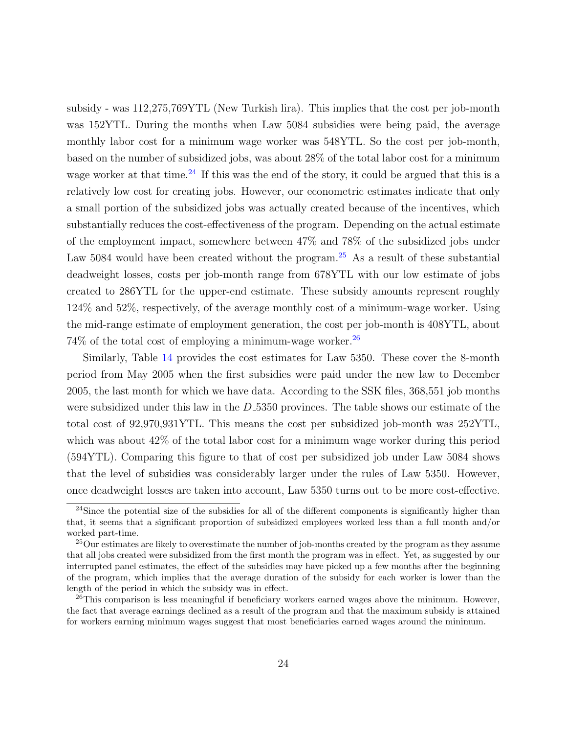subsidy - was 112,275,769YTL (New Turkish lira). This implies that the cost per job-month was 152YTL. During the months when Law 5084 subsidies were being paid, the average monthly labor cost for a minimum wage worker was 548YTL. So the cost per job-month, based on the number of subsidized jobs, was about 28% of the total labor cost for a minimum wage worker at that time.[24] If this was the end of the story, it could be argued that this is a relatively low cost for creating jobs. However, our econometric estimates indicate that only a small portion of the subsidized jobs was actually created because of the incentives, which substantially reduces the cost-effectiveness of the program. Depending on the actual estimate of the employment impact, somewhere between 47% and 78% of the subsidized jobs under Law 5084 would have been created without the program.[25] As a result of these substantial deadweight losses, costs per job-month range from 678YTL with our low estimate of jobs created to 286YTL for the upper-end estimate. These subsidy amounts represent roughly 124% and 52%, respectively, of the average monthly cost of a minimum-wage worker. Using the mid-range estimate of employment generation, the cost per job-month is 408YTL, about 74% of the total cost of employing a minimum-wage worker.[26]

Similarly, Table 14 provides the cost estimates for Law 5350. These cover the 8-month period from May 2005 when the first subsidies were paid under the new law to December 2005, the last month for which we have data. According to the SSK files, 368,551 job months were subsidized under this law in the $D\_5350$ provinces. The table shows our estimate of the total cost of 92,970,931YTL. This means the cost per subsidized job-month was 252YTL, which was about 42% of the total labor cost for a minimum wage worker during this period (594YTL). Comparing this figure to that of cost per subsidized job under Law 5084 shows that the level of subsidies was considerably larger under the rules of Law 5350. However, once deadweight losses are taken into account, Law 5350 turns out to be more cost-effective.

[24] Since the potential size of the subsidies for all of the different components is significantly higher than that, it seems that a significant proportion of subsidized employees worked less than a full month and/or worked part-time.

[25] Our estimates are likely to overestimate the number of job-months created by the program as they assume that all jobs created were subsidized from the first month the program was in effect. Yet, as suggested by our interrupted panel estimates, the effect of the subsidies may have picked up a few months after the beginning of the program, which implies that the average duration of the subsidy for each worker is lower than the length of the period in which the subsidy was in effect.

[26] This comparison is less meaningful if beneficiary workers earned wages above the minimum. However, the fact that average earnings declined as a result of the program and that the maximum subsidy is attained for workers earning minimum wages suggest that most beneficiaries earned wages around the minimum.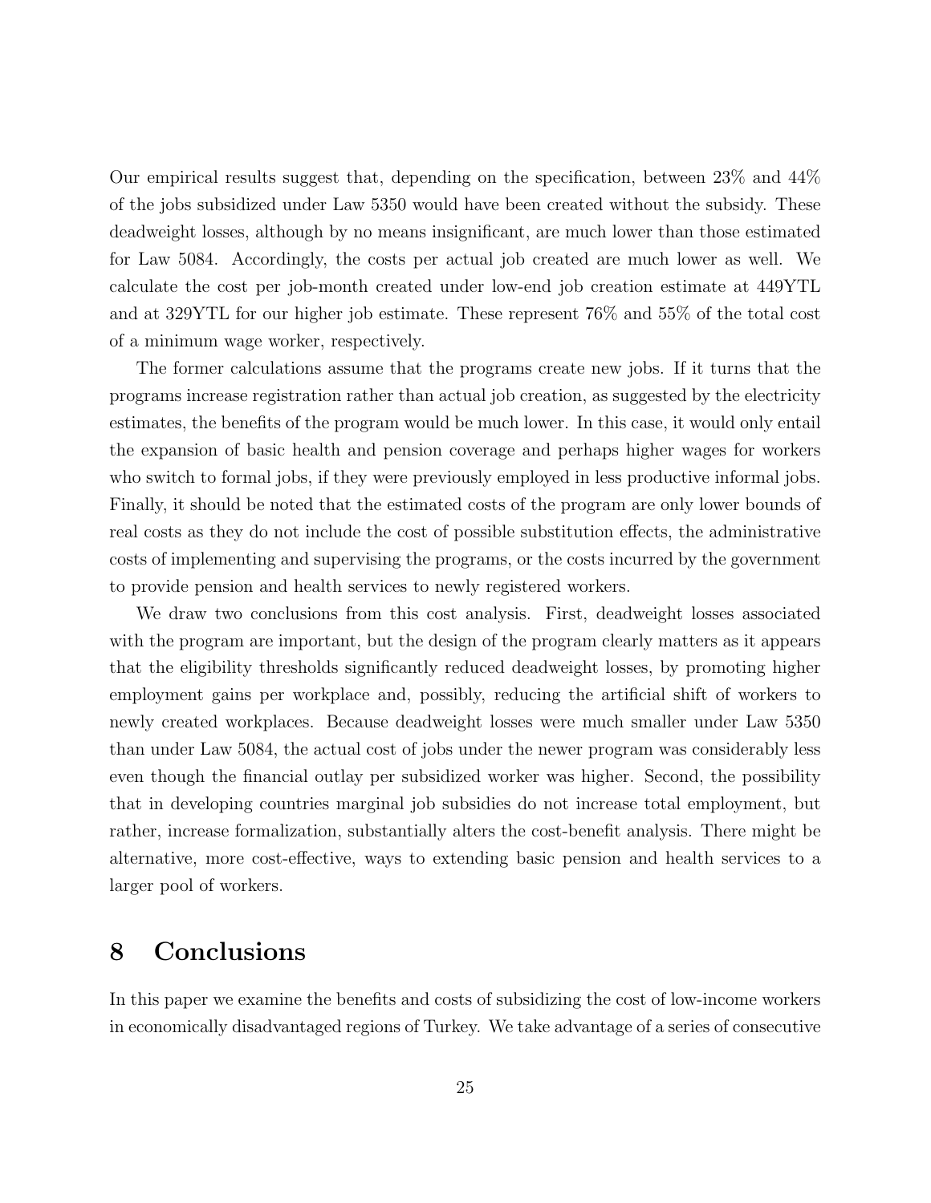Our empirical results suggest that, depending on the specification, between 23% and 44% of the jobs subsidized under Law 5350 would have been created without the subsidy. These deadweight losses, although by no means insignificant, are much lower than those estimated for Law 5084. Accordingly, the costs per actual job created are much lower as well. We calculate the cost per job-month created under low-end job creation estimate at 449YTL and at 329YTL for our higher job estimate. These represent 76% and 55% of the total cost of a minimum wage worker, respectively.

The former calculations assume that the programs create new jobs. If it turns that the programs increase registration rather than actual job creation, as suggested by the electricity estimates, the benefits of the program would be much lower. In this case, it would only entail the expansion of basic health and pension coverage and perhaps higher wages for workers who switch to formal jobs, if they were previously employed in less productive informal jobs. Finally, it should be noted that the estimated costs of the program are only lower bounds of real costs as they do not include the cost of possible substitution effects, the administrative costs of implementing and supervising the programs, or the costs incurred by the government to provide pension and health services to newly registered workers.

We draw two conclusions from this cost analysis. First, deadweight losses associated with the program are important, but the design of the program clearly matters as it appears that the eligibility thresholds significantly reduced deadweight losses, by promoting higher employment gains per workplace and, possibly, reducing the artificial shift of workers to newly created workplaces. Because deadweight losses were much smaller under Law 5350 than under Law 5084, the actual cost of jobs under the newer program was considerably less even though the financial outlay per subsidized worker was higher. Second, the possibility that in developing countries marginal job subsidies do not increase total employment, but rather, increase formalization, substantially alters the cost-benefit analysis. There might be alternative, more cost-effective, ways to extending basic pension and health services to a larger pool of workers.

# 8 Conclusions

In this paper we examine the benefits and costs of subsidizing the cost of low-income workers in economically disadvantaged regions of Turkey. We take advantage of a series of consecutive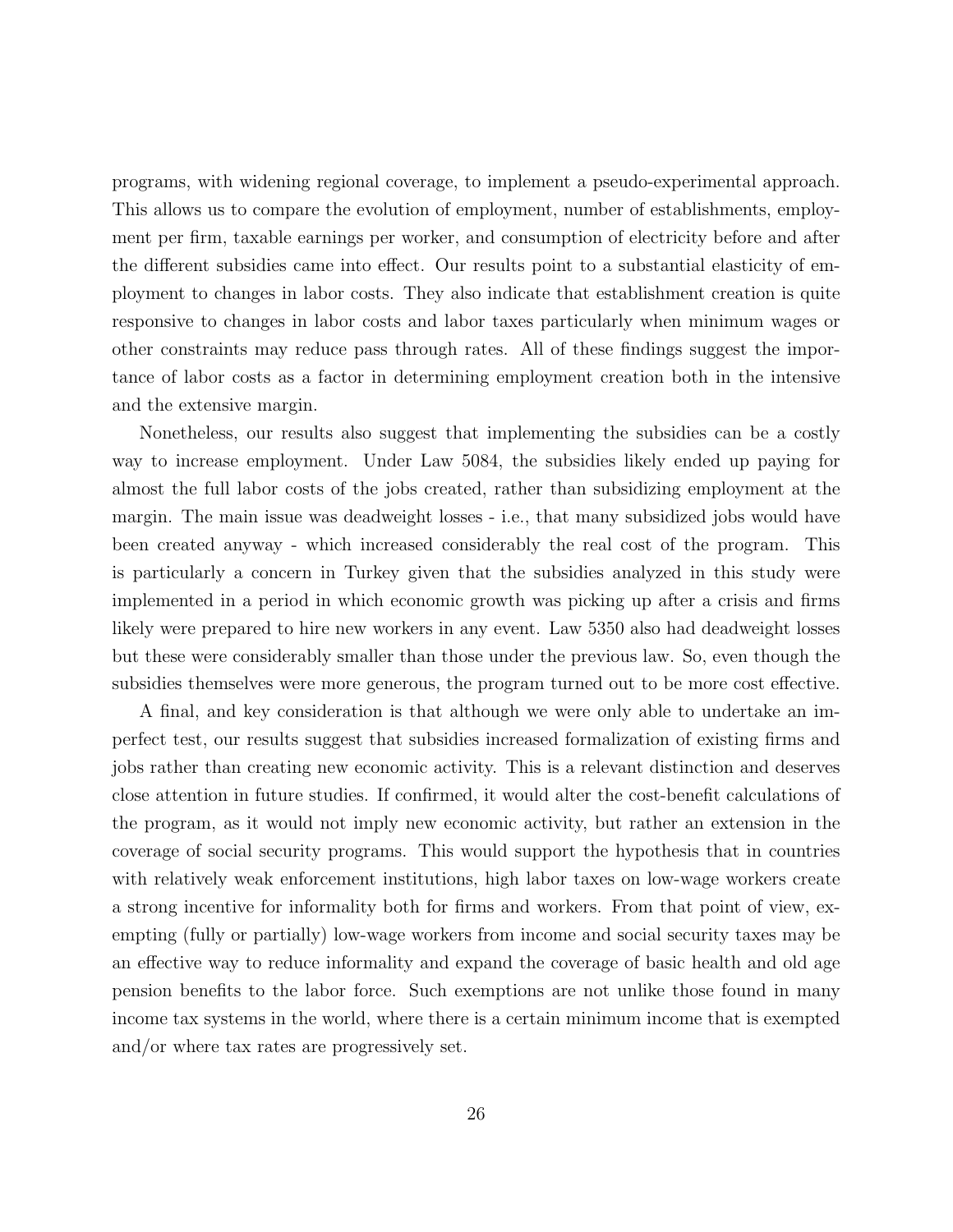programs, with widening regional coverage, to implement a pseudo-experimental approach. This allows us to compare the evolution of employment, number of establishments, employment per firm, taxable earnings per worker, and consumption of electricity before and after the different subsidies came into effect. Our results point to a substantial elasticity of employment to changes in labor costs. They also indicate that establishment creation is quite responsive to changes in labor costs and labor taxes particularly when minimum wages or other constraints may reduce pass through rates. All of these findings suggest the importance of labor costs as a factor in determining employment creation both in the intensive and the extensive margin.

Nonetheless, our results also suggest that implementing the subsidies can be a costly way to increase employment. Under Law 5084, the subsidies likely ended up paying for almost the full labor costs of the jobs created, rather than subsidizing employment at the margin. The main issue was deadweight losses - i.e., that many subsidized jobs would have been created anyway - which increased considerably the real cost of the program. This is particularly a concern in Turkey given that the subsidies analyzed in this study were implemented in a period in which economic growth was picking up after a crisis and firms likely were prepared to hire new workers in any event. Law 5350 also had deadweight losses but these were considerably smaller than those under the previous law. So, even though the subsidies themselves were more generous, the program turned out to be more cost effective.

A final, and key consideration is that although we were only able to undertake an imperfect test, our results suggest that subsidies increased formalization of existing firms and jobs rather than creating new economic activity. This is a relevant distinction and deserves close attention in future studies. If confirmed, it would alter the cost-benefit calculations of the program, as it would not imply new economic activity, but rather an extension in the coverage of social security programs. This would support the hypothesis that in countries with relatively weak enforcement institutions, high labor taxes on low-wage workers create a strong incentive for informality both for firms and workers. From that point of view, exempting (fully or partially) low-wage workers from income and social security taxes may be an effective way to reduce informality and expand the coverage of basic health and old age pension benefits to the labor force. Such exemptions are not unlike those found in many income tax systems in the world, where there is a certain minimum income that is exempted and/or where tax rates are progressively set.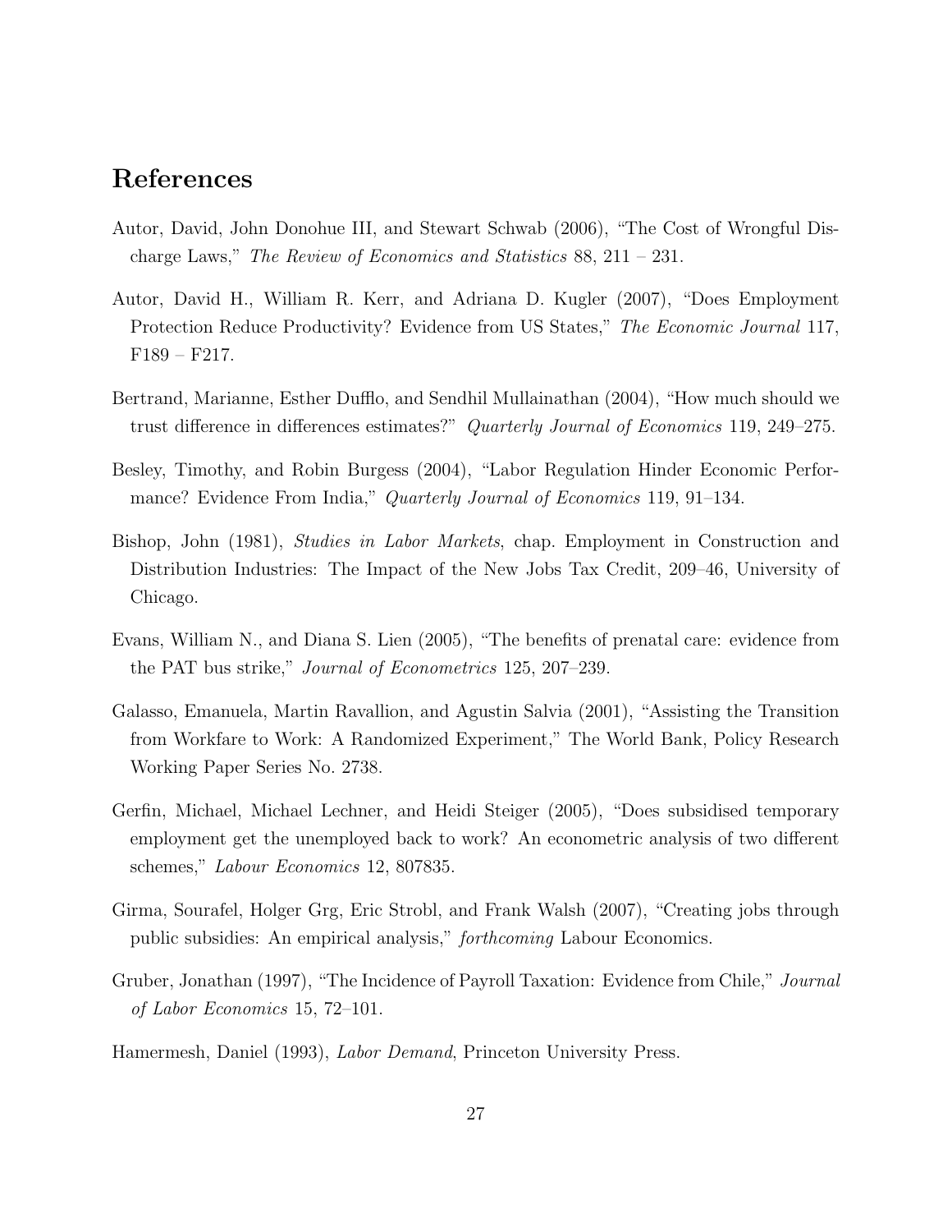# References

Autor, David, John Donohue III, and Stewart Schwab (2006), "The Cost of Wrongful Discharge Laws," *The Review of Economics and Statistics* 88, 211 – 231.

Autor, David H., William R. Kerr, and Adriana D. Kugler (2007), "Does Employment Protection Reduce Productivity? Evidence from US States," *The Economic Journal* 117, F189 – F217.

Bertrand, Marianne, Esther Dufflo, and Sendhil Mullainathan (2004), "How much should we trust difference in differences estimates?" *Quarterly Journal of Economics* 119, 249–275.

Besley, Timothy, and Robin Burgess (2004), "Labor Regulation Hinder Economic Performance? Evidence From India," *Quarterly Journal of Economics* 119, 91–134.

Bishop, John (1981), *Studies in Labor Markets*, chap. Employment in Construction and Distribution Industries: The Impact of the New Jobs Tax Credit, 209–46, University of Chicago.

Evans, William N., and Diana S. Lien (2005), "The benefits of prenatal care: evidence from the PAT bus strike," *Journal of Econometrics* 125, 207–239.

Galasso, Emanuela, Martin Ravallion, and Agustin Salvia (2001), "Assisting the Transition from Workfare to Work: A Randomized Experiment," The World Bank, Policy Research Working Paper Series No. 2738.

Gerfin, Michael, Michael Lechner, and Heidi Steiger (2005), "Does subsidised temporary employment get the unemployed back to work? An econometric analysis of two different schemes," *Labour Economics* 12, 807835.

Girma, Sourafel, Holger Grg, Eric Strobl, and Frank Walsh (2007), "Creating jobs through public subsidies: An empirical analysis," *forthcoming* Labour Economics.

Gruber, Jonathan (1997), "The Incidence of Payroll Taxation: Evidence from Chile," *Journal of Labor Economics* 15, 72–101.

Hamermesh, Daniel (1993), *Labor Demand*, Princeton University Press.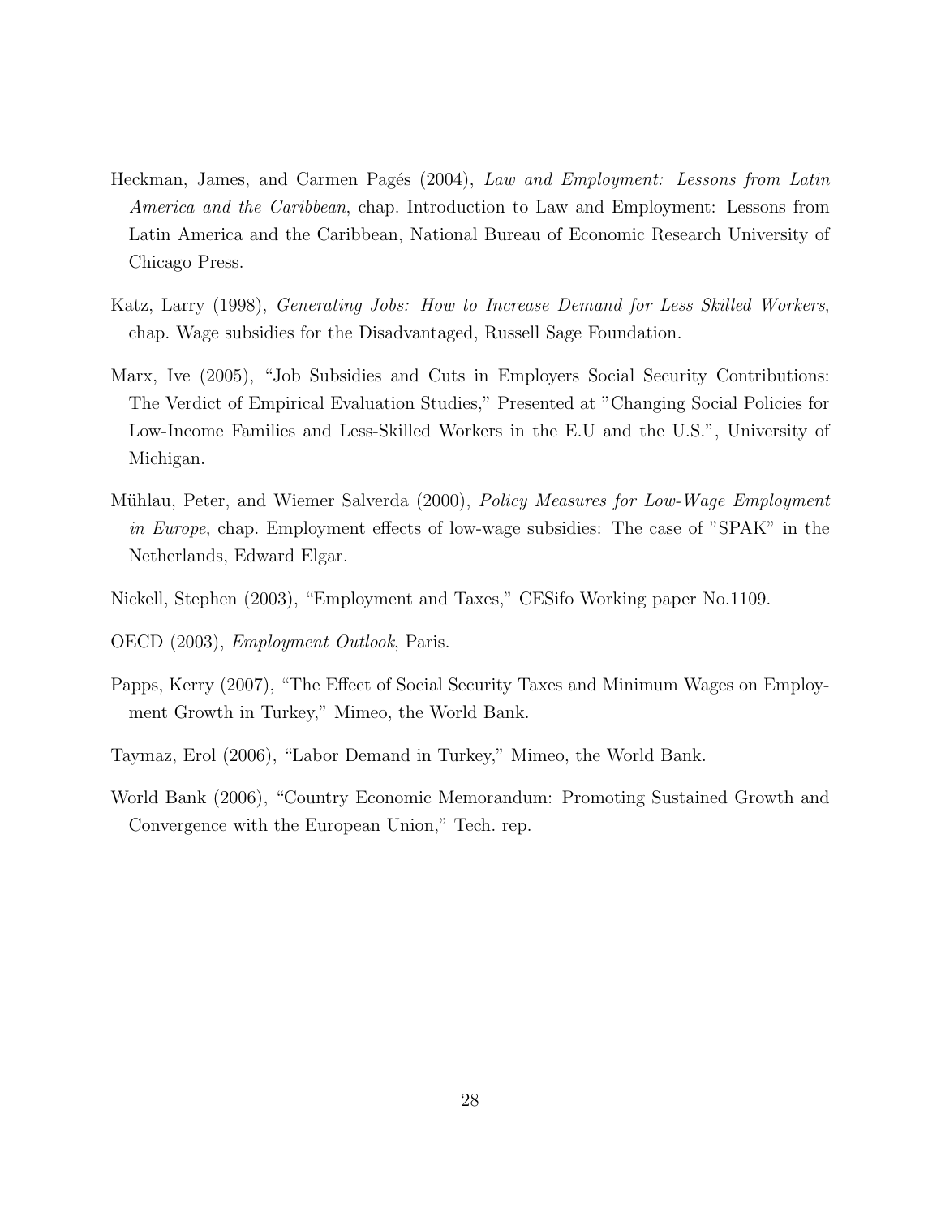Heckman, James, and Carmen Pagés (2004), *Law and Employment: Lessons from Latin America and the Caribbean*, chap. Introduction to Law and Employment: Lessons from Latin America and the Caribbean, National Bureau of Economic Research University of Chicago Press.

Katz, Larry (1998), *Generating Jobs: How to Increase Demand for Less Skilled Workers*, chap. Wage subsidies for the Disadvantaged, Russell Sage Foundation.

Marx, Ive (2005), "Job Subsidies and Cuts in Employers Social Security Contributions: The Verdict of Empirical Evaluation Studies," Presented at "Changing Social Policies for Low-Income Families and Less-Skilled Workers in the E.U and the U.S.", University of Michigan.

Mühlau, Peter, and Wiemer Salverda (2000), *Policy Measures for Low-Wage Employment in Europe*, chap. Employment effects of low-wage subsidies: The case of "SPAK" in the Netherlands, Edward Elgar.

Nickell, Stephen (2003), "Employment and Taxes," CESifo Working paper No.1109.

OECD (2003), *Employment Outlook*, Paris.

Papps, Kerry (2007), "The Effect of Social Security Taxes and Minimum Wages on Employment Growth in Turkey," Mimeo, the World Bank.

Taymaz, Erol (2006), "Labor Demand in Turkey," Mimeo, the World Bank.

World Bank (2006), "Country Economic Memorandum: Promoting Sustained Growth and Convergence with the European Union," Tech. rep.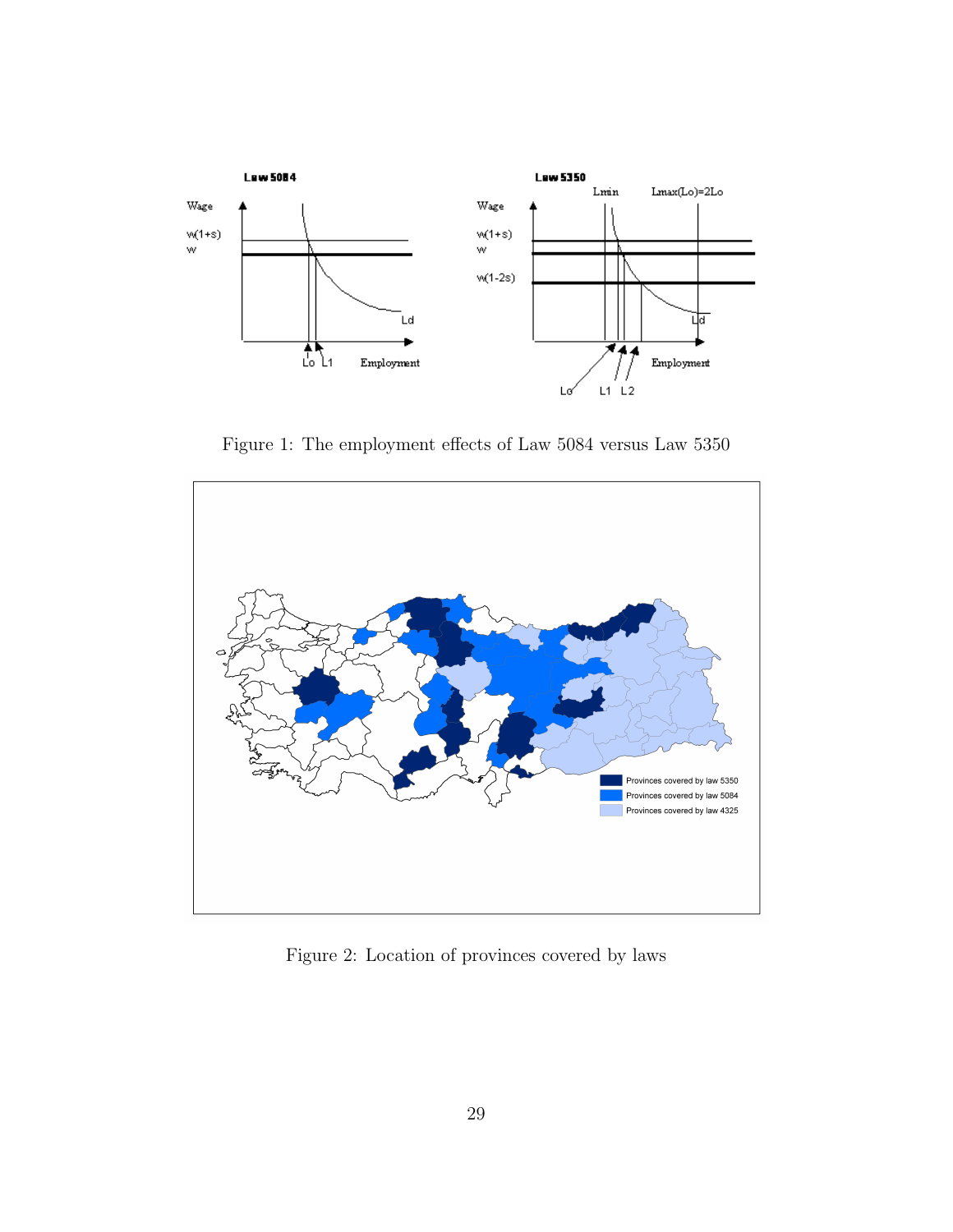Figure 1: The employment effects of Law 5084 versus Law 5350

Figure 2: Location of provinces covered by laws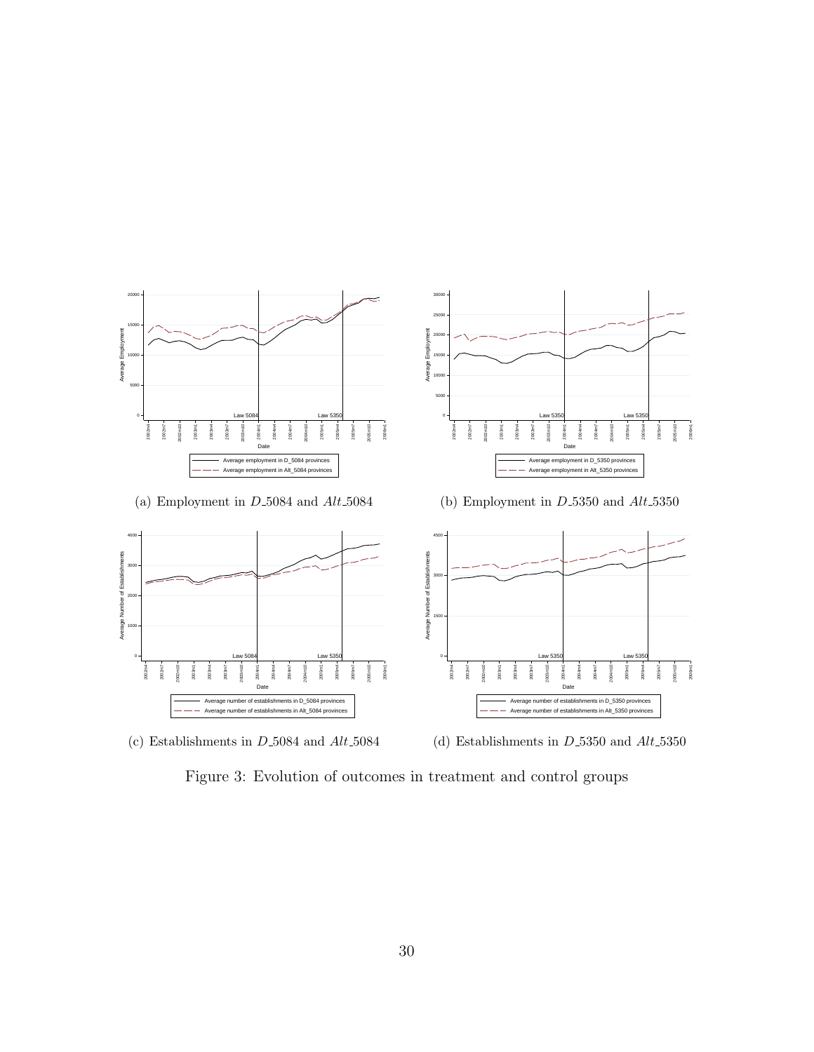(a) Employment in $D\_5084$ and $Alt\_5084$

(b) Employment in $D\_5350$ and $Alt\_5350$

(c) Establishments in $D\_5084$ and $Alt\_5084$

(d) Establishments in $D\_5350$ and $Alt\_5350$

Figure 3: Evolution of outcomes in treatment and control groups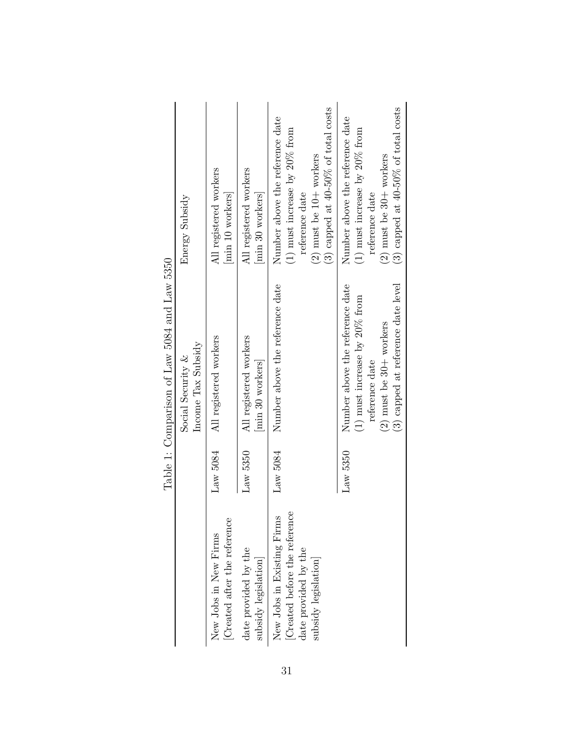Table 1: Comparison of Law 5084 and Law 5350

| | | Social Security & Income Tax Subsidy | Energy Subsidy |
|---|---|---|---|
| New Jobs in New Firms [Created after the reference date provided by the subsidy legislation] | Law 5084 | All registered workers | All registered workers [min 10 workers] |
| | Law 5350 | All registered workers [min 30 workers] | All registered workers [min 30 workers] |
| New Jobs in Existing Firms [Created before the reference date provided by the subsidy legislation] | Law 5084 | Number above the reference date | Number above the reference date (1) must increase by 20% from reference date (2) must be 10+ workers (3) capped at 40-50% of total costs |
| | Law 5350 | Number above the reference date (1) must increase by 20% from reference date (2) must be 30+ workers (3) capped at reference date level | Number above the reference date (1) must increase by 20% from reference date (2) must be 30+ workers (3) capped at 40-50% of total costs |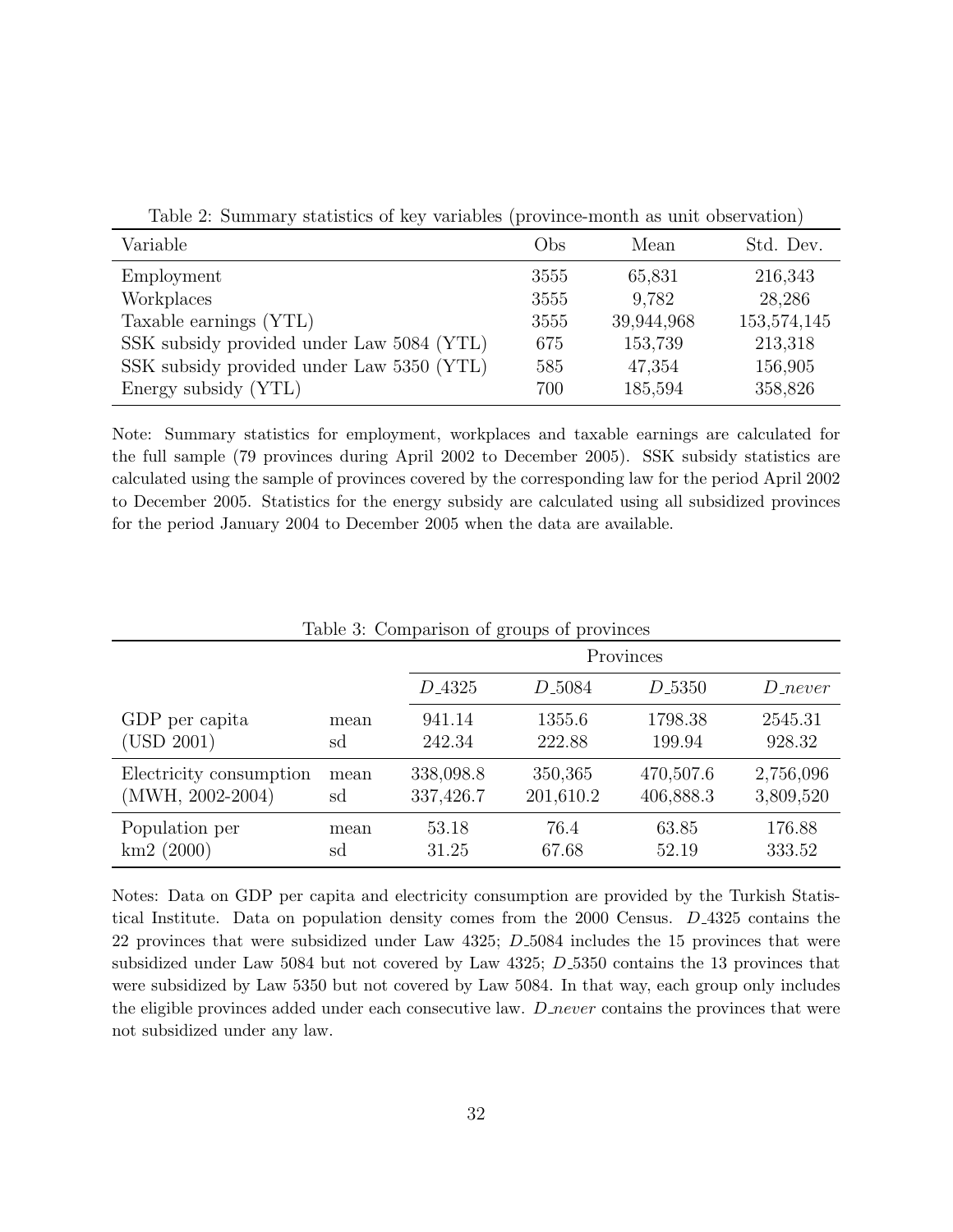Table 2: Summary statistics of key variables (province-month as unit observation)

| Variable | Obs | Mean | Std. Dev. |
|---|---|---|---|
| Employment | 3555 | 65,831 | 216,343 |
| Workplaces | 3555 | 9,782 | 28,286 |
| Taxable earnings (YTL) | 3555 | 39,944,968 | 153,574,145 |
| SSK subsidy provided under Law 5084 (YTL) | 675 | 153,739 | 213,318 |
| SSK subsidy provided under Law 5350 (YTL) | 585 | 47,354 | 156,905 |
| Energy subsidy (YTL) | 700 | 185,594 | 358,826 |

Note: Summary statistics for employment, workplaces and taxable earnings are calculated for the full sample (79 provinces during April 2002 to December 2005). SSK subsidy statistics are calculated using the sample of provinces covered by the corresponding law for the period April 2002 to December 2005. Statistics for the energy subsidy are calculated using all subsidized provinces for the period January 2004 to December 2005 when the data are available.

Table 3: Comparison of groups of provinces

| | | Provinces | | | |
|---|---|---|---|---|---|
| | | *D_4325* | *D_5084* | *D_5350* | *D_never* |
| GDP per capita | mean | 941.14 | 1355.6 | 1798.38 | 2545.31 |
| (USD 2001) | sd | 242.34 | 222.88 | 199.94 | 928.32 |
| Electricity consumption | mean | 338,098.8 | 350,365 | 470,507.6 | 2,756,096 |
| (MWH, 2002-2004) | sd | 337,426.7 | 201,610.2 | 406,888.3 | 3,809,520 |
| Population per | mean | 53.18 | 76.4 | 63.85 | 176.88 |
| km2 (2000) | sd | 31.25 | 67.68 | 52.19 | 333.52 |

Notes: Data on GDP per capita and electricity consumption are provided by the Turkish Statistical Institute. Data on population density comes from the 2000 Census. *D_4325* contains the 22 provinces that were subsidized under Law 4325; *D_5084* includes the 15 provinces that were subsidized under Law 5084 but not covered by Law 4325; *D_5350* contains the 13 provinces that were subsidized by Law 5350 but not covered by Law 5084. In that way, each group only includes the eligible provinces added under each consecutive law. *D_never* contains the provinces that were not subsidized under any law.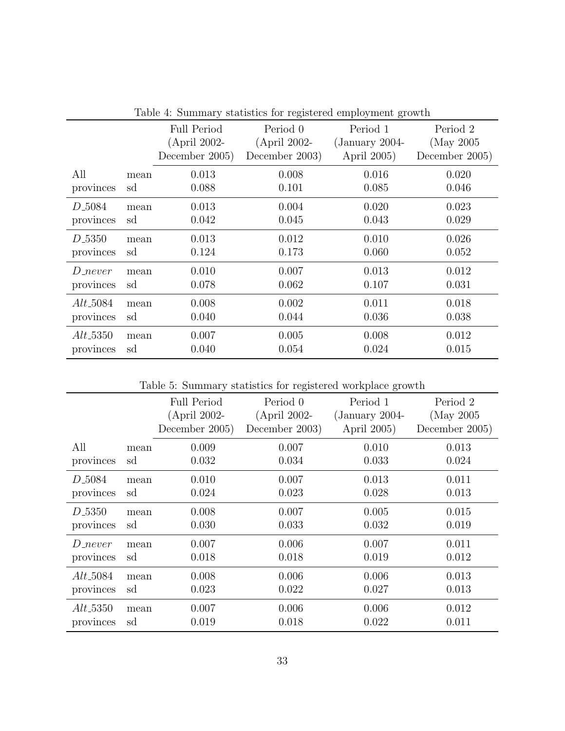Table 4: Summary statistics for registered employment growth

| | | Full Period (April 2002-December 2005) | Period 0 (April 2002-December 2003) | Period 1 (January 2004-April 2005) | Period 2 (May 2005 December 2005) |
|---|---|---|---|---|---|
| All | mean | 0.013 | 0.008 | 0.016 | 0.020 |
| provinces | sd | 0.088 | 0.101 | 0.085 | 0.046 |
| *D_5084* | mean | 0.013 | 0.004 | 0.020 | 0.023 |
| provinces | sd | 0.042 | 0.045 | 0.043 | 0.029 |
| *D_5350* | mean | 0.013 | 0.012 | 0.010 | 0.026 |
| provinces | sd | 0.124 | 0.173 | 0.060 | 0.052 |
| *D_never* | mean | 0.010 | 0.007 | 0.013 | 0.012 |
| provinces | sd | 0.078 | 0.062 | 0.107 | 0.031 |
| *Alt_5084* | mean | 0.008 | 0.002 | 0.011 | 0.018 |
| provinces | sd | 0.040 | 0.044 | 0.036 | 0.038 |
| *Alt_5350* | mean | 0.007 | 0.005 | 0.008 | 0.012 |
| provinces | sd | 0.040 | 0.054 | 0.024 | 0.015 |

Table 5: Summary statistics for registered workplace growth

| | | Full Period (April 2002-December 2005) | Period 0 (April 2002-December 2003) | Period 1 (January 2004-April 2005) | Period 2 (May 2005 December 2005) |
|---|---|---|---|---|---|
| All | mean | 0.009 | 0.007 | 0.010 | 0.013 |
| provinces | sd | 0.032 | 0.034 | 0.033 | 0.024 |
| *D_5084* | mean | 0.010 | 0.007 | 0.013 | 0.011 |
| provinces | sd | 0.024 | 0.023 | 0.028 | 0.013 |
| *D_5350* | mean | 0.008 | 0.007 | 0.005 | 0.015 |
| provinces | sd | 0.030 | 0.033 | 0.032 | 0.019 |
| *D_never* | mean | 0.007 | 0.006 | 0.007 | 0.011 |
| provinces | sd | 0.018 | 0.018 | 0.019 | 0.012 |
| *Alt_5084* | mean | 0.008 | 0.006 | 0.006 | 0.013 |
| provinces | sd | 0.023 | 0.022 | 0.027 | 0.013 |
| *Alt_5350* | mean | 0.007 | 0.006 | 0.006 | 0.012 |
| provinces | sd | 0.019 | 0.018 | 0.022 | 0.011 |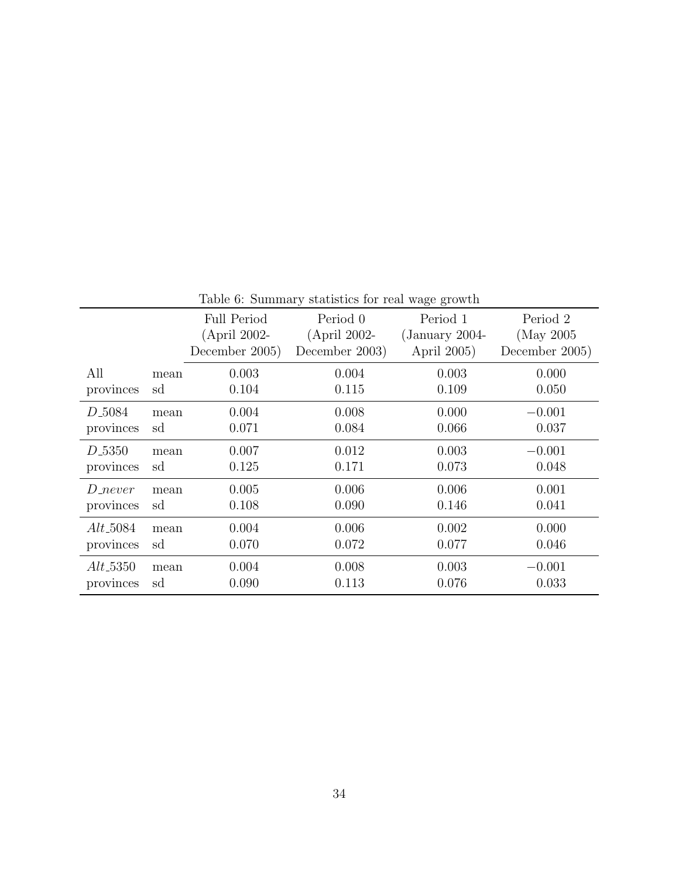Table 6: Summary statistics for real wage growth

| | | Full Period (April 2002- December 2005) | Period 0 (April 2002- December 2003) | Period 1 (January 2004- April 2005) | Period 2 (May 2005 December 2005) |
|---|---|---|---|---|---|
| All provinces | mean | 0.003 | 0.004 | 0.003 | 0.000 |
| | sd | 0.104 | 0.115 | 0.109 | 0.050 |
| *D*_5084 provinces | mean | 0.004 | 0.008 | 0.000 | −0.001 |
| | sd | 0.071 | 0.084 | 0.066 | 0.037 |
| *D*_5350 provinces | mean | 0.007 | 0.012 | 0.003 | −0.001 |
| | sd | 0.125 | 0.171 | 0.073 | 0.048 |
| *D_never* provinces | mean | 0.005 | 0.006 | 0.006 | 0.001 |
| | sd | 0.108 | 0.090 | 0.146 | 0.041 |
| *Alt*_5084 provinces | mean | 0.004 | 0.006 | 0.002 | 0.000 |
| | sd | 0.070 | 0.072 | 0.077 | 0.046 |
| *Alt*_5350 provinces | mean | 0.004 | 0.008 | 0.003 | −0.001 |
| | sd | 0.090 | 0.113 | 0.076 | 0.033 |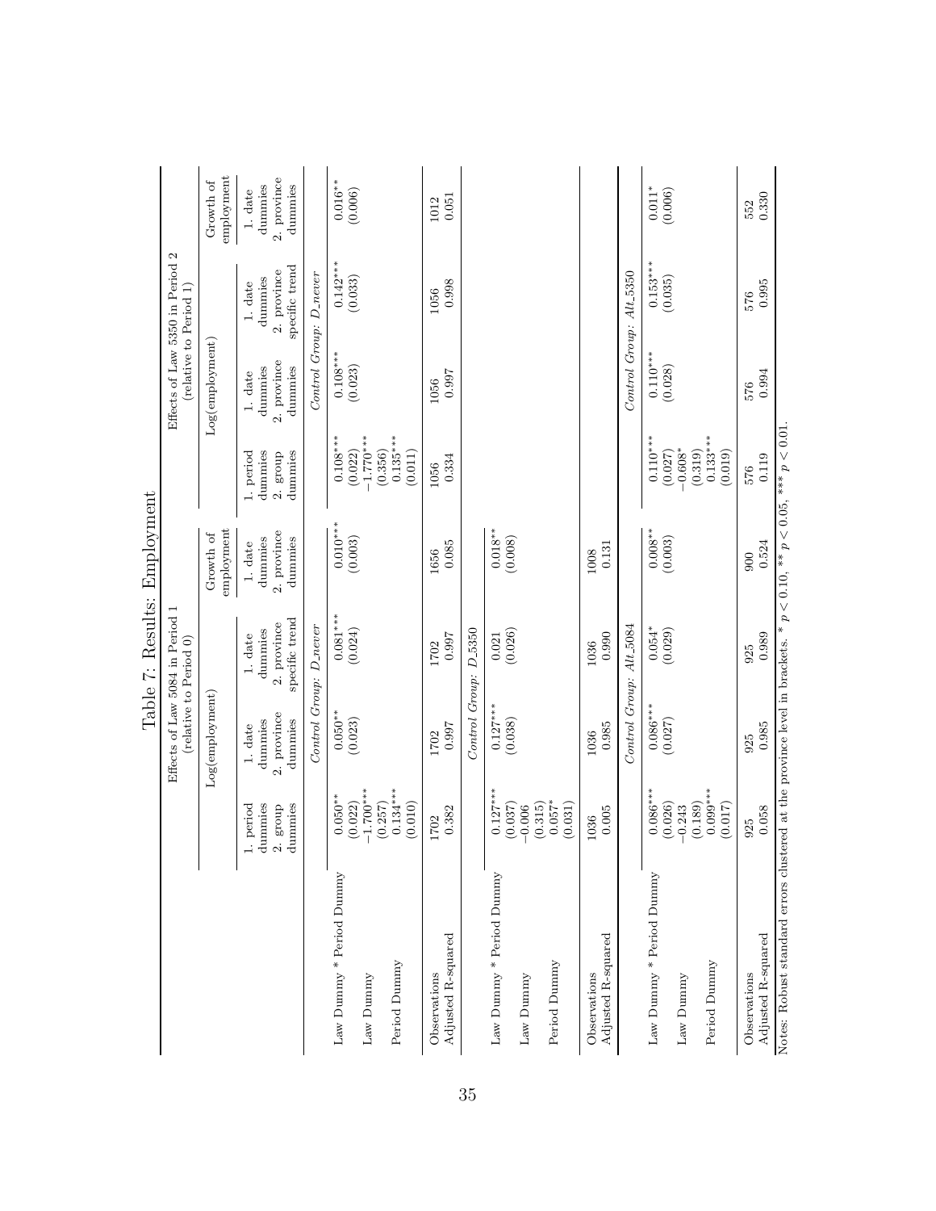# Table 7: Results: Employment

| | Effects of Law 5084 in Period 1 (relative to Period 0) | | | | Effects of Law 5350 in Period 2 (relative to Period 1) | | | |
|---|---|---|---|---|---|---|---|---|
| | Log(employment) | | | Growth of employment | Log(employment) | | | Growth of employment |
| | 1. period dummies 2. group dummies | 1. date dummies 2. province dummies | 1. date dummies 2. province specific trend | 1. date dummies 2. province dummies | 1. period dummies 2. group dummies | 1. date dummies 2. province dummies | 1. date dummies 2. province specific trend | 1. date dummies 2. province dummies |
| | *Control Group: D_never* | | | | *Control Group: D_never* | | | |
| Law Dummy * Period Dummy | 0.050** | 0.050** | 0.081*** | 0.010*** | 0.108*** | 0.108*** | 0.142*** | 0.016** |
| | (0.022) | (0.023) | (0.024) | (0.003) | (0.022) | (0.023) | (0.033) | (0.006) |
| Law Dummy | −1.700*** | | | | −1.770*** | | | |
| | (0.257) | | | | (0.356) | | | |
| Period Dummy | 0.134*** | | | | 0.135*** | | | |
| | (0.010) | | | | (0.011) | | | |
| Observations | 1702 | 1702 | 1702 | 1656 | 1056 | 1056 | 1056 | 1012 |
| Adjusted R-squared | 0.382 | 0.997 | 0.997 | 0.085 | 0.334 | 0.997 | 0.998 | 0.051 |
| | *Control Group: D_5350* | | | | | | | |
| Law Dummy * Period Dummy | 0.127*** | 0.127*** | 0.021 | 0.018** | | | | |
| | (0.037) | (0.038) | (0.026) | (0.008) | | | | |
| Law Dummy | −0.006 | | | | | | | |
| | (0.315) | | | | | | | |
| Period Dummy | 0.057* | | | | | | | |
| | (0.031) | | | | | | | |
| Observations | 1036 | 1036 | 1036 | 1008 | | | | |
| Adjusted R-squared | 0.005 | 0.985 | 0.990 | 0.131 | | | | |
| | *Control Group: Alt_5084* | | | | *Control Group: Alt_5350* | | | |
| Law Dummy * Period Dummy | 0.086*** | 0.086*** | 0.054* | 0.008** | 0.110*** | 0.110*** | 0.153*** | 0.011* |
| | (0.026) | (0.027) | (0.029) | (0.003) | (0.027) | (0.028) | (0.035) | (0.006) |
| Law Dummy | −0.243 | | | | −0.608* | | | |
| | (0.189) | | | | (0.319) | | | |
| Period Dummy | 0.099*** | | | | 0.133*** | | | |
| | (0.017) | | | | (0.019) | | | |
| Observations | 925 | 925 | 925 | 900 | 576 | 576 | 576 | 552 |
| Adjusted R-squared | 0.058 | 0.985 | 0.989 | 0.524 | 0.119 | 0.994 | 0.995 | 0.330 |

Notes: Robust standard errors clustered at the province level in brackets. * $p < 0.10$, ** $p < 0.05$, *** $p < 0.01$.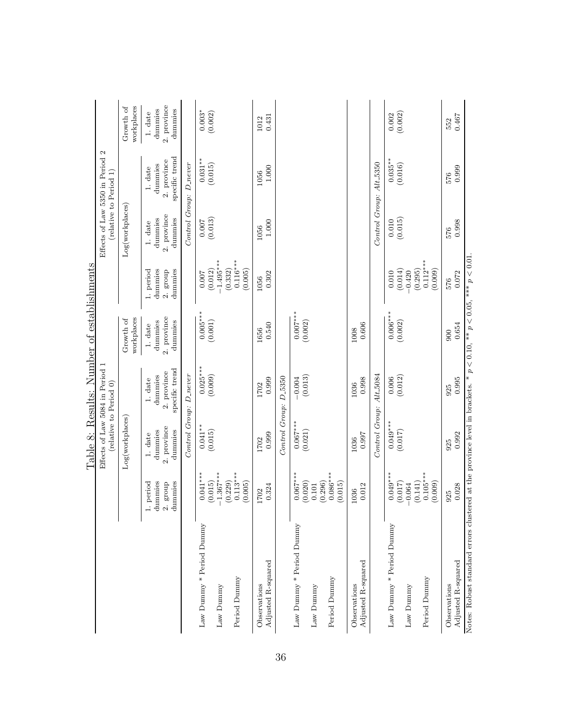Table 8: Results: Number of establishments

| | Effects of Law 5084 in Period 1 (relative to Period 0) | | | | Effects of Law 5350 in Period 2 (relative to Period 1) | | | |
|---|---|---|---|---|---|---|---|---|
| | Log(workplaces) | | | Growth of workplaces | Log(workplaces) | | | Growth of workplaces |
| | 1. period dummies 2. group dummies | 1. date dummies 2. province dummies | 1. date dummies 2. province specific trend | 1. date dummies 2. province dummies | 1. period dummies 2. group dummies | 1. date dummies 2. province dummies | 1. date dummies 2. province specific trend | 1. date dummies 2. province dummies |
| | | *Control Group: D_never* | | | | *Control Group: D_never* | | |
| Law Dummy * Period Dummy | 0.041*** | 0.041** | 0.025*** | 0.005*** | 0.007 | 0.007 | 0.031** | 0.003* |
| | (0.015) | (0.015) | (0.009) | (0.001) | (0.012) | (0.013) | (0.015) | (0.002) |
| Law Dummy | −1.367*** | | | | −1.495*** | | | |
| | (0.229) | | | | (0.332) | | | |
| Period Dummy | 0.113*** | | | | 0.116*** | | | |
| | (0.005) | | | | (0.005) | | | |
| Observations | 1702 | 1702 | 1702 | 1656 | 1056 | 1056 | 1056 | 1012 |
| Adjusted R-squared | 0.324 | 0.999 | 0.999 | 0.540 | 0.302 | 1.000 | 1.000 | 0.431 |
| | | *Control Group: D_5350* | | | | | | |
| Law Dummy * Period Dummy | 0.067*** | 0.067*** | −0.004 | 0.007*** | | | | |
| | (0.020) | (0.021) | (0.013) | (0.002) | | | | |
| Law Dummy | 0.101 | | | | | | | |
| | (0.296) | | | | | | | |
| Period Dummy | 0.086*** | | | | | | | |
| | (0.015) | | | | | | | |
| Observations | 1036 | 1036 | 1036 | 1008 | | | | |
| Adjusted R-squared | 0.012 | 0.997 | 0.998 | 0.606 | | | | |
| | | *Control Group: Alt_5084* | | | | *Control Group: Alt_5350* | | |
| Law Dummy * Period Dummy | 0.049*** | 0.049*** | 0.006 | 0.006*** | 0.010 | 0.010 | 0.035** | 0.002 |
| | (0.017) | (0.017) | (0.012) | (0.002) | (0.014) | (0.015) | (0.016) | (0.002) |
| Law Dummy | −0.064 | | | | −0.420 | | | |
| | (0.141) | | | | (0.295) | | | |
| Period Dummy | 0.105*** | | | | 0.112*** | | | |
| | (0.009) | | | | (0.009) | | | |
| Observations | 925 | 925 | 925 | 900 | 576 | 576 | 576 | 552 |
| Adjusted R-squared | 0.028 | 0.992 | 0.995 | 0.654 | 0.072 | 0.998 | 0.999 | 0.467 |

Notes: Robust standard errors clustered at the province level in brackets. * $p < 0.10$, ** $p < 0.05$, *** $p < 0.01$.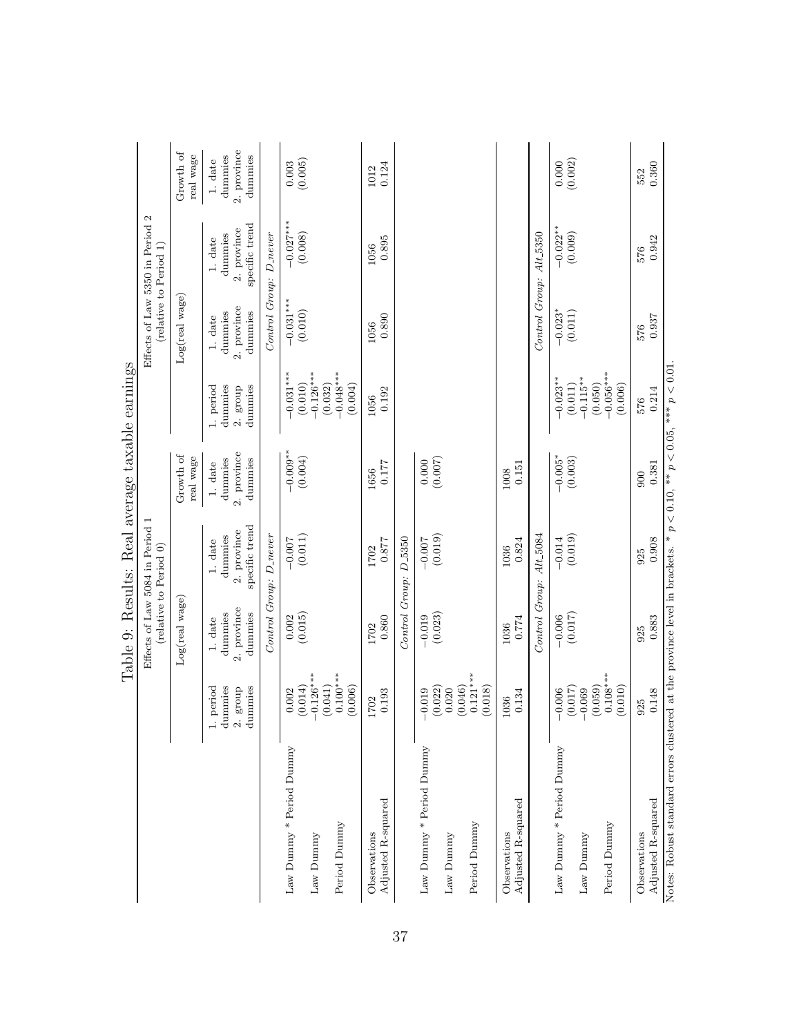# Table 9: Results: Real average taxable earnings

| | Effects of Law 5084 in Period 1 (relative to Period 0) | | | | Effects of Law 5350 in Period 2 (relative to Period 1) | | | |
|---|---|---|---|---|---|---|---|---|
| | | Log(real wage) | | Growth of real wage | | Log(real wage) | | Growth of real wage |
| | 1. period dummies 2. group dummies | 1. date dummies 2. province dummies | 1. date dummies 2. province specific trend | 1. date dummies 2. province dummies | 1. period dummies 2. group dummies | 1. date dummies 2. province dummies | 1. date dummies 2. province specific trend | 1. date dummies 2. province dummies |
| | | *Control Group: D_never* | | | | *Control Group: D_never* | | |
| Law Dummy * Period Dummy | 0.002 | 0.002 | −0.007 | −0.009** | −0.031*** | −0.031*** | −0.027*** | 0.003 |
| | (0.014) | (0.015) | (0.011) | (0.004) | (0.010) | (0.010) | (0.008) | (0.005) |
| Law Dummy | −0.126*** | | | | −0.126*** | | | |
| | (0.041) | | | | (0.032) | | | |
| Period Dummy | 0.100*** | | | | −0.048*** | | | |
| | (0.006) | | | | (0.004) | | | |
| Observations | 1702 | 1702 | 1702 | 1656 | 1056 | 1056 | 1056 | 1012 |
| Adjusted R-squared | 0.193 | 0.860 | 0.877 | 0.177 | 0.192 | 0.890 | 0.895 | 0.124 |
| | | *Control Group: D_5350* | | | | | | |
| Law Dummy * Period Dummy | −0.019 | −0.019 | −0.007 | 0.000 | | | | |
| | (0.022) | (0.023) | (0.019) | (0.007) | | | | |
| Law Dummy | 0.020 | | | | | | | |
| | (0.046) | | | | | | | |
| Period Dummy | 0.121*** | | | | | | | |
| | (0.018) | | | | | | | |
| Observations | 1036 | 1036 | 1036 | 1008 | | | | |
| Adjusted R-squared | 0.134 | 0.774 | 0.824 | 0.151 | | | | |
| | | *Control Group: Alt_5084* | | | | *Control Group: Alt_5350* | | |
| Law Dummy * Period Dummy | −0.006 | −0.006 | −0.014 | −0.005* | −0.023** | −0.023* | −0.022** | 0.000 |
| | (0.017) | (0.017) | (0.019) | (0.003) | (0.011) | (0.011) | (0.009) | (0.002) |
| Law Dummy | −0.069 | | | | −0.115** | | | |
| | (0.059) | | | | (0.050) | | | |
| Period Dummy | 0.108*** | | | | −0.056*** | | | |
| | (0.010) | | | | (0.006) | | | |
| Observations | 925 | 925 | 925 | 900 | 576 | 576 | 576 | 552 |
| Adjusted R-squared | 0.148 | 0.883 | 0.908 | 0.381 | 0.214 | 0.937 | 0.942 | 0.360 |

Notes: Robust standard errors clustered at the province level in brackets. * $p < 0.10$, ** $p < 0.05$, *** $p < 0.01$.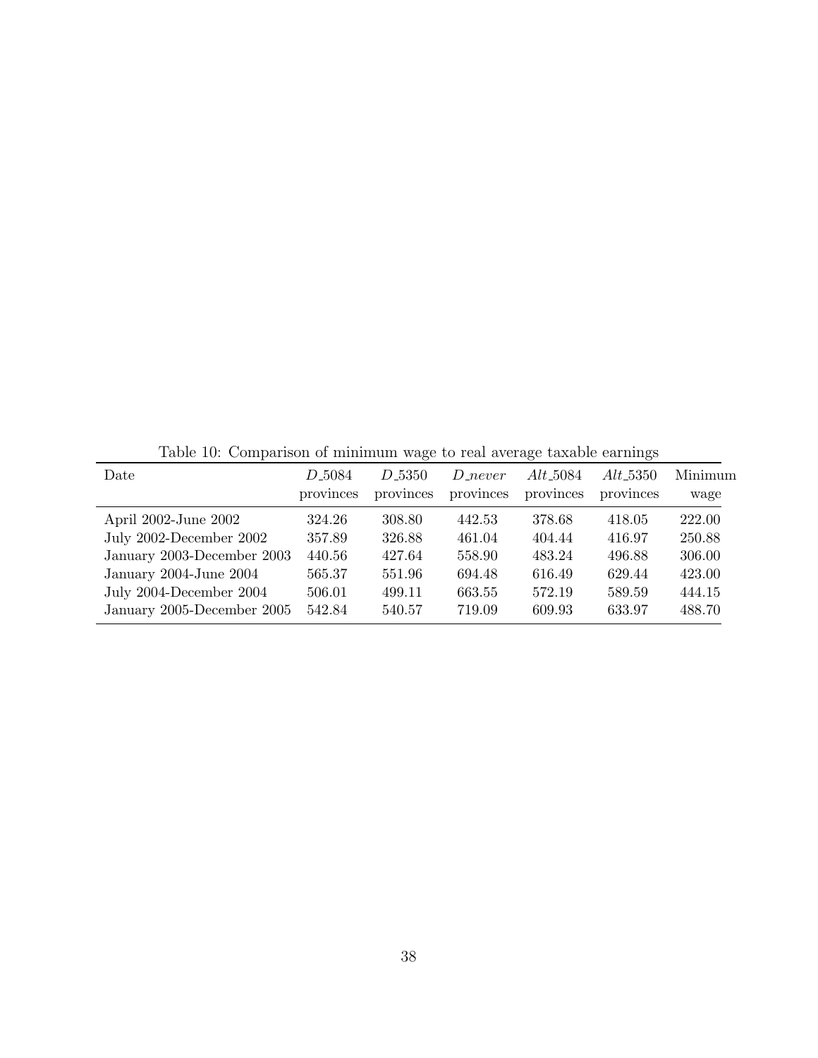Table 10: Comparison of minimum wage to real average taxable earnings

| Date | *D*_5084 provinces | *D*_5350 provinces | *D*_*never* provinces | *Alt*_5084 provinces | *Alt*_5350 provinces | Minimum wage |
|---|---|---|---|---|---|---|
| April 2002-June 2002 | 324.26 | 308.80 | 442.53 | 378.68 | 418.05 | 222.00 |
| July 2002-December 2002 | 357.89 | 326.88 | 461.04 | 404.44 | 416.97 | 250.88 |
| January 2003-December 2003 | 440.56 | 427.64 | 558.90 | 483.24 | 496.88 | 306.00 |
| January 2004-June 2004 | 565.37 | 551.96 | 694.48 | 616.49 | 629.44 | 423.00 |
| July 2004-December 2004 | 506.01 | 499.11 | 663.55 | 572.19 | 589.59 | 444.15 |
| January 2005-December 2005 | 542.84 | 540.57 | 719.09 | 609.93 | 633.97 | 488.70 |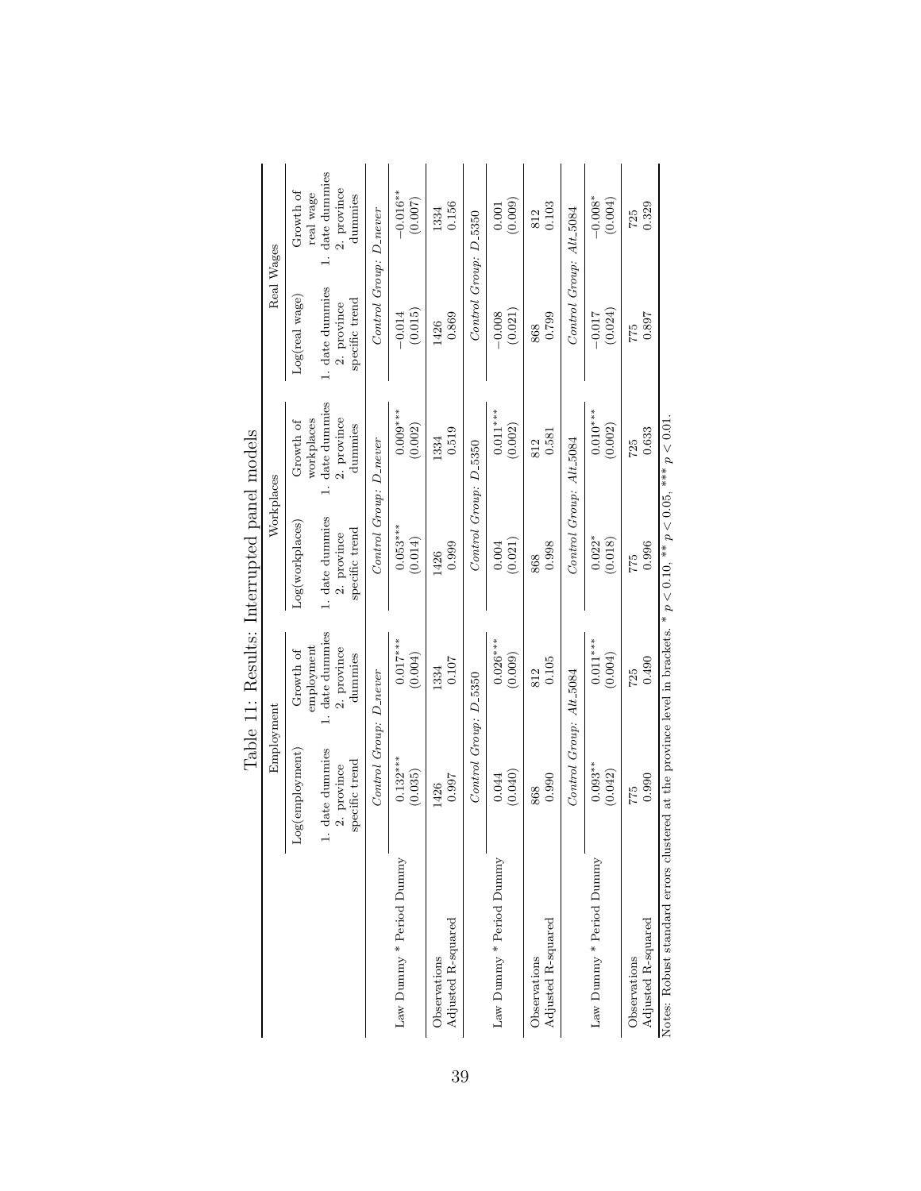Table 11: Results: Interrupted panel models

| | Employment | | Workplaces | | Real Wages | |
|---|---|---|---|---|---|---|
| | Log(employment) | Growth of employment | Log(workplaces) | Growth of workplaces | Log(real wage) | Growth of real wage |
| | 1. date dummies 2. province specific trend | 1. date dummies 2. province dummies | 1. date dummies 2. province specific trend | 1. date dummies 2. province dummies | 1. date dummies 2. province specific trend | 1. date dummies 2. province dummies |
| | *Control Group: D_never* | | *Control Group: D_never* | | *Control Group: D_never* | |
| Law Dummy * Period Dummy | 0.132*** | 0.017*** | 0.053*** | 0.009*** | −0.014 | −0.016** |
| | (0.035) | (0.004) | (0.014) | (0.002) | (0.015) | (0.007) |
| Observations | 1426 | 1334 | 1426 | 1334 | 1426 | 1334 |
| Adjusted R-squared | 0.997 | 0.107 | 0.999 | 0.519 | 0.869 | 0.156 |
| | *Control Group: D_5350* | | *Control Group: D_5350* | | *Control Group: D_5350* | |
| Law Dummy * Period Dummy | 0.044 | 0.026*** | 0.004 | 0.011*** | −0.008 | 0.001 |
| | (0.040) | (0.009) | (0.021) | (0.002) | (0.021) | (0.009) |
| Observations | 868 | 812 | 868 | 812 | 868 | 812 |
| Adjusted R-squared | 0.990 | 0.105 | 0.998 | 0.581 | 0.799 | 0.103 |
| | *Control Group: Alt_5084* | | *Control Group: Alt_5084* | | *Control Group: Alt_5084* | |
| Law Dummy * Period Dummy | 0.093** | 0.011*** | 0.022* | 0.010*** | −0.017 | −0.008* |
| | (0.042) | (0.004) | (0.018) | (0.002) | (0.024) | (0.004) |
| Observations | 775 | 725 | 775 | 725 | 775 | 725 |
| Adjusted R-squared | 0.990 | 0.490 | 0.996 | 0.633 | 0.897 | 0.329 |

Notes: Robust standard errors clustered at the province level in brackets. * $p < 0.10$, ** $p < 0.05$, *** $p < 0.01$.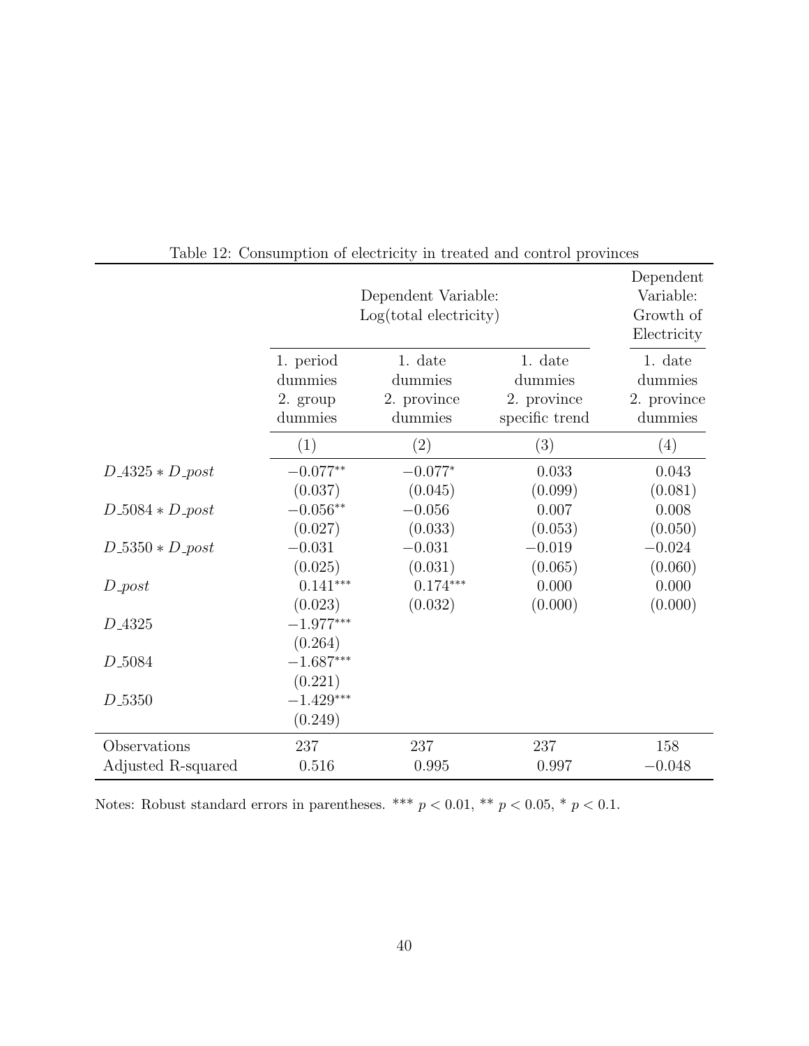Table 12: Consumption of electricity in treated and control provinces

| | Dependent Variable: Log(total electricity) | | | Dependent Variable: Growth of Electricity |
|---|---|---|---|---|
| | 1. period dummies 2. group dummies | 1. date dummies 2. province dummies | 1. date dummies 2. province specific trend | 1. date dummies 2. province dummies |
| | (1) | (2) | (3) | (4) |
| $D\_4325 * D\_post$ | $-0.077^{**}$ | $-0.077^{*}$ | 0.033 | 0.043 |
| | (0.037) | (0.045) | (0.099) | (0.081) |
| $D\_5084 * D\_post$ | $-0.056^{**}$ | $-0.056$ | 0.007 | 0.008 |
| | (0.027) | (0.033) | (0.053) | (0.050) |
| $D\_5350 * D\_post$ | $-0.031$ | $-0.031$ | $-0.019$ | $-0.024$ |
| | (0.025) | (0.031) | (0.065) | (0.060) |
| $D\_post$ | $0.141^{***}$ | $0.174^{***}$ | 0.000 | 0.000 |
| | (0.023) | (0.032) | (0.000) | (0.000) |
| $D\_4325$ | $-1.977^{***}$ | | | |
| | (0.264) | | | |
| $D\_5084$ | $-1.687^{***}$ | | | |
| | (0.221) | | | |
| $D\_5350$ | $-1.429^{***}$ | | | |
| | (0.249) | | | |
| Observations | 237 | 237 | 237 | 158 |
| Adjusted R-squared | 0.516 | 0.995 | 0.997 | $-0.048$ |

Notes: Robust standard errors in parentheses. *** $p < 0.01$, ** $p < 0.05$, * $p < 0.1$.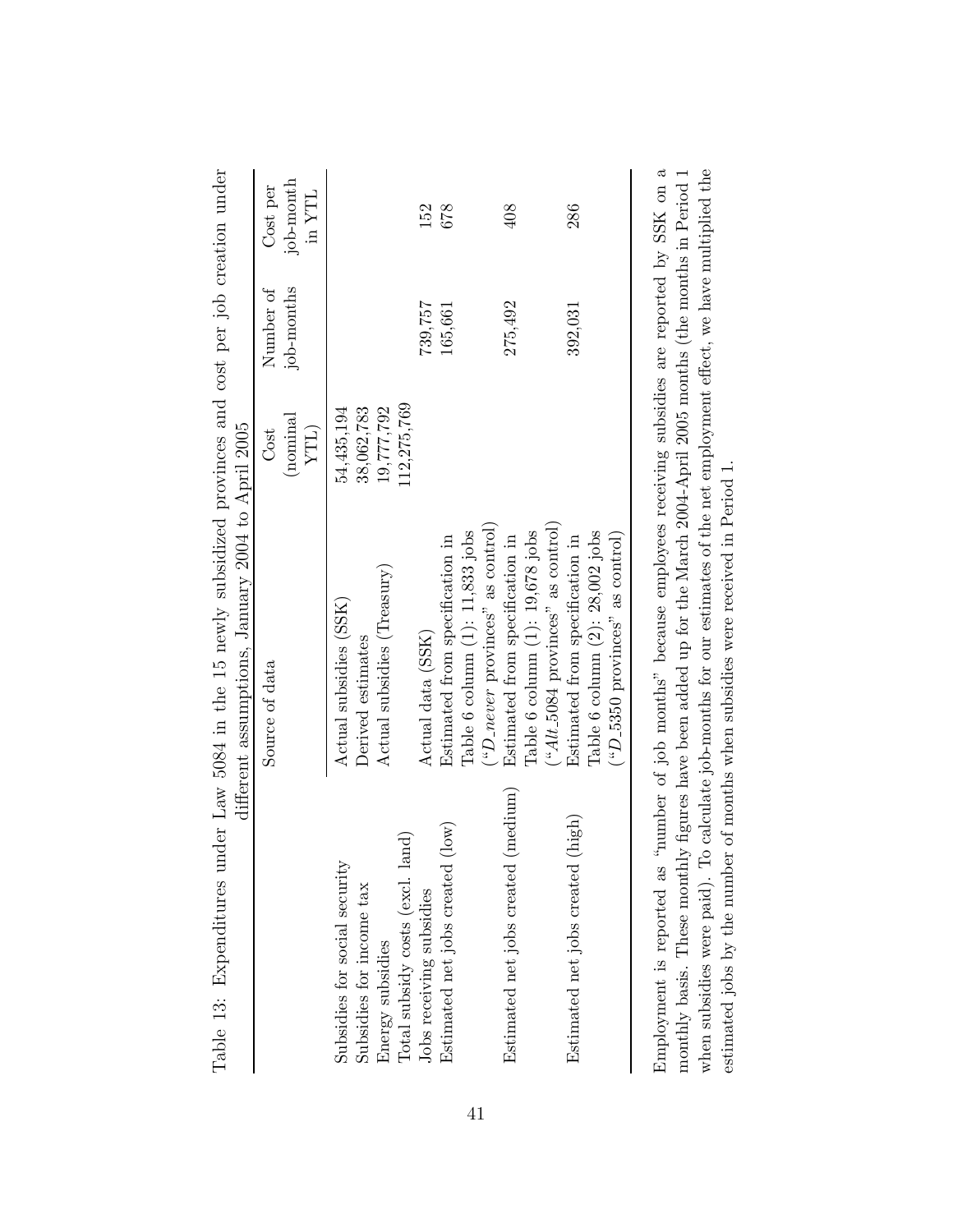Table 13: Expenditures under Law 5084 in the 15 newly subsidized provinces and cost per job creation under different assumptions, January 2004 to April 2005

| | Source of data | Cost (nominal YTL) | Number of job-months | Cost per job-month in YTL |
|---|---|---|---|---|
| Subsidies for social security | Actual subsidies (SSK) | 54,435,194 | | |
| Subsidies for income tax | Derived estimates | 38,062,783 | | |
| Energy subsidies | Actual subsidies (Treasury) | 19,777,792 | | |
| Total subsidy costs (excl. land) | | 112,275,769 | | |
| Jobs receiving subsidies | Actual data (SSK) | | 739,757 | 152 |
| Estimated net jobs created (low) | Estimated from specification in Table 6 column (1): 11,833 jobs ("*D_never* provinces" as control) | | 165,661 | 678 |
| Estimated net jobs created (medium) | Estimated from specification in Table 6 column (1): 19,678 jobs ("*Alt_5084* provinces" as control) | | 275,492 | 408 |
| Estimated net jobs created (high) | Estimated from specification in Table 6 column (2): 28,002 jobs ("*D_5350* provinces" as control) | | 392,031 | 286 |

Employment is reported as "number of job months" because employees receiving subsidies are reported by SSK on a monthly basis. These monthly figures have been added up for the March 2004-April 2005 months (the months in Period 1 when subsidies were paid). To calculate job-months for our estimates of the net employment effect, we have multiplied the estimated jobs by the number of months when subsidies were received in Period 1.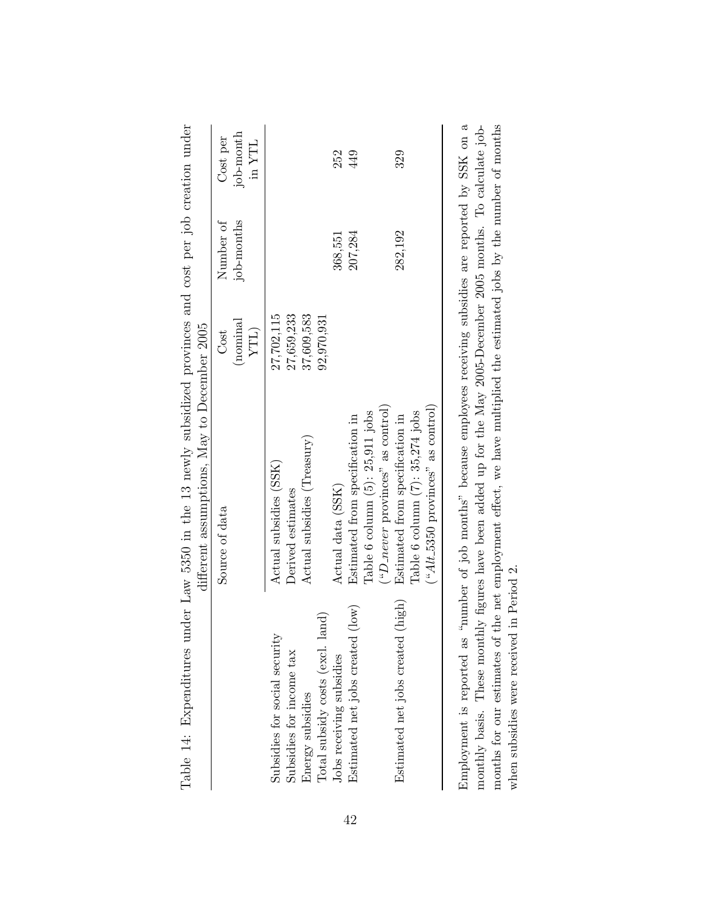Table 14: Expenditures under Law 5350 in the 13 newly subsidized provinces and cost per job creation under different assumptions, May to December 2005

| | Source of data | Cost (nominal YTL) | Number of job-months | Cost per job-month in YTL |
|---|---|---|---|---|
| Subsidies for social security | Actual subsidies (SSK) | 27,702,115 | | |
| Subsidies for income tax | Derived estimates | 27,659,233 | | |
| Energy subsidies | Actual subsidies (Treasury) | 37,609,583 | | |
| Total subsidy costs (excl. land) | | 92,970,931 | | |
| Jobs receiving subsidies | Actual data (SSK) | | 368,551 | 252 |
| Estimated net jobs created (low) | Estimated from specification in Table 6 column (5): 25,911 jobs ("*D_never* provinces" as control) | | 207,284 | 449 |
| Estimated net jobs created (high) | Estimated from specification in Table 6 column (7): 35,274 jobs ("*Alt_5350* provinces" as control) | | 282,192 | 329 |

Employment is reported as "number of job months" because employees receiving subsidies are reported by SSK on a monthly basis. These monthly figures have been added up for the May 2005-December 2005 months. To calculate job-months for our estimates of the net employment effect, we have multiplied the estimated jobs by the number of months when subsidies were received in Period 2.